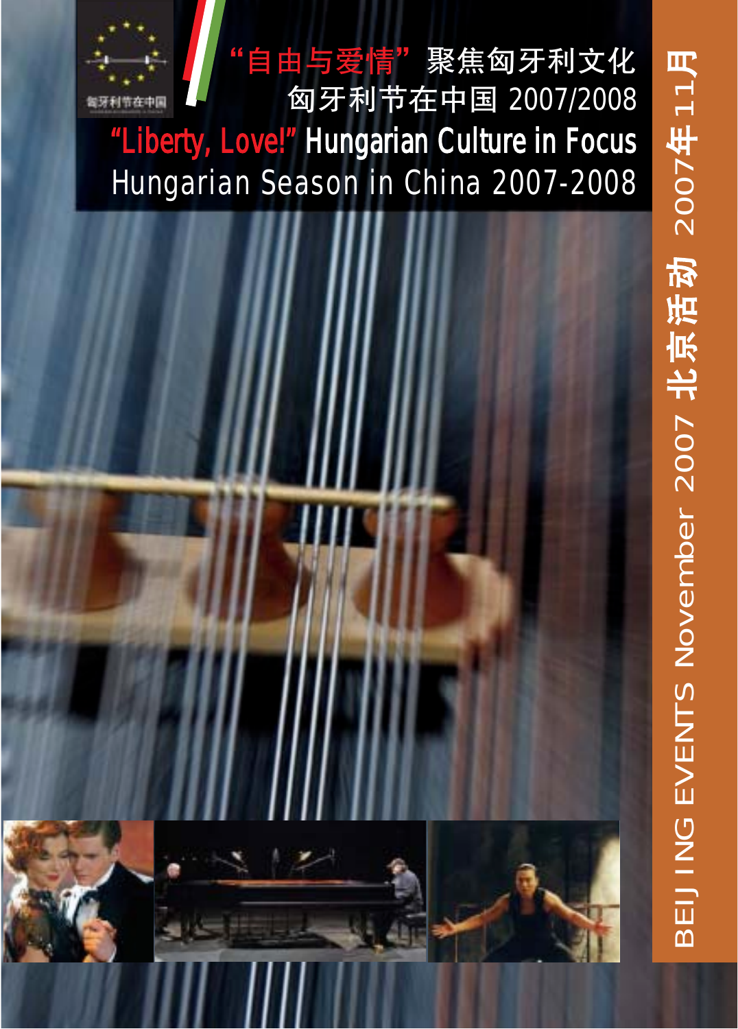匈牙利节在中国

# “自由与爱情”聚焦匈牙利文化
# 匈牙利节在中国 2007/2008

# “Liberty, Love!” Hungarian Culture in Focus
## Hungarian Season in China 2007-2008

BEIJING EVENTS November 2007 北京活动 2007年11月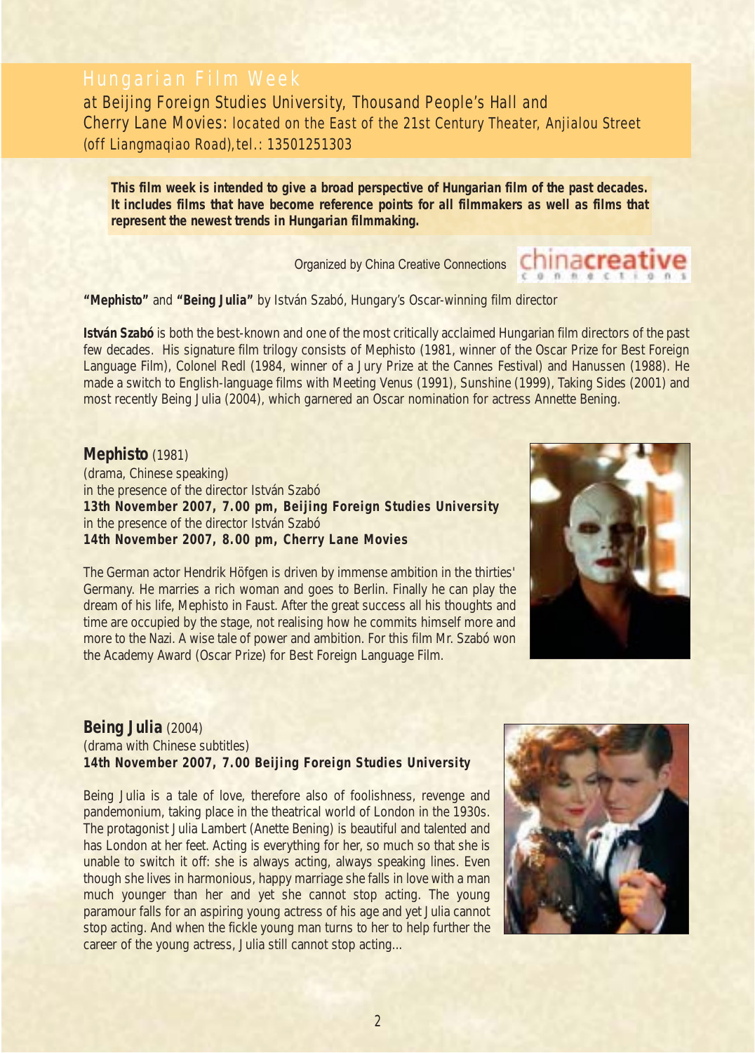# Hungarian Film Week

at Beijing Foreign Studies University, Thousand People's Hall and
Cherry Lane Movies: located on the East of the 21st Century Theater, Anjialou Street (off Liangmaqiao Road), tel.: 13501251303

**This film week is intended to give a broad perspective of Hungarian film of the past decades. It includes films that have become reference points for all filmmakers as well as films that represent the newest trends in Hungarian filmmaking.**

Organized by China Creative Connections

**"Mephisto"** and **"Being Julia"** by István Szabó, Hungary's Oscar-winning film director

**István Szabó** is both the best-known and one of the most critically acclaimed Hungarian film directors of the past few decades. His signature film trilogy consists of Mephisto (1981, winner of the Oscar Prize for Best Foreign Language Film), Colonel Redl (1984, winner of a Jury Prize at the Cannes Festival) and Hanussen (1988). He made a switch to English-language films with Meeting Venus (1991), Sunshine (1999), Taking Sides (2001) and most recently Being Julia (2004), which garnered an Oscar nomination for actress Annette Bening.

## Mephisto (1981)

(drama, Chinese speaking)
in the presence of the director István Szabó
**13th November 2007, 7.00 pm, Beijing Foreign Studies University**
in the presence of the director István Szabó
**14th November 2007, 8.00 pm, Cherry Lane Movies**

The German actor Hendrik Höfgen is driven by immense ambition in the thirties' Germany. He marries a rich woman and goes to Berlin. Finally he can play the dream of his life, Mephisto in Faust. After the great success all his thoughts and time are occupied by the stage, not realising how he commits himself more and more to the Nazi. A wise tale of power and ambition. For this film Mr. Szabó won the Academy Award (Oscar Prize) for Best Foreign Language Film.

## Being Julia (2004)

(drama with Chinese subtitles)
**14th November 2007, 7.00 Beijing Foreign Studies University**

Being Julia is a tale of love, therefore also of foolishness, revenge and pandemonium, taking place in the theatrical world of London in the 1930s. The protagonist Julia Lambert (Anette Bening) is beautiful and talented and has London at her feet. Acting is everything for her, so much so that she is unable to switch it off: she is always acting, always speaking lines. Even though she lives in harmonious, happy marriage she falls in love with a man much younger than her and yet she cannot stop acting. The young paramour falls for an aspiring young actress of his age and yet Julia cannot stop acting. And when the fickle young man turns to her to help further the career of the young actress, Julia still cannot stop acting...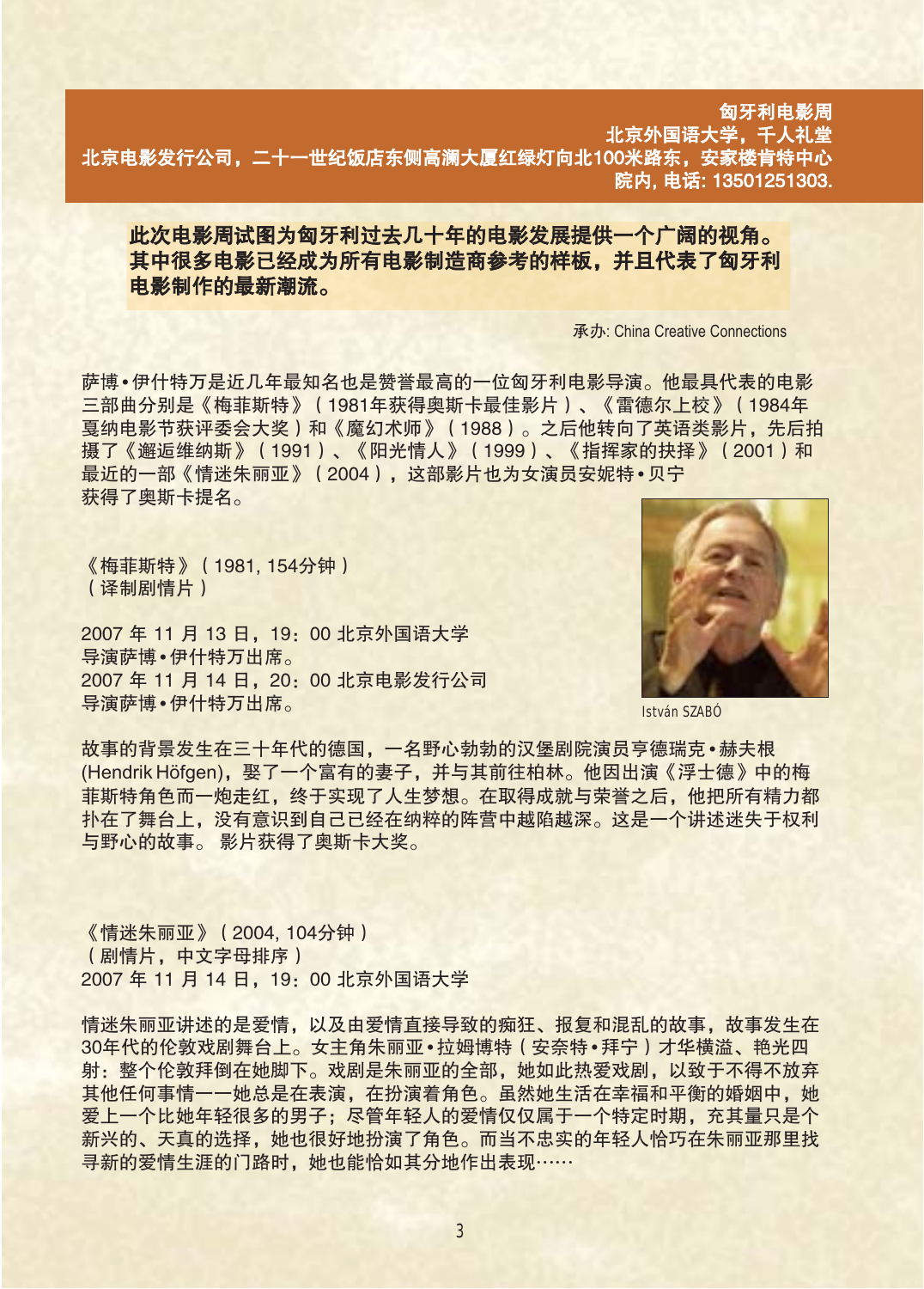**匈牙利电影周**

**北京外国语大学，千人礼堂**

**北京电影发行公司，二十一世纪饭店东侧高澜大厦红绿灯向北100米路东，安家楼肯特中心院内, 电话: 13501251303.**

**此次电影周试图为匈牙利过去几十年的电影发展提供一个广阔的视角。其中很多电影已经成为所有电影制造商参考的样板，并且代表了匈牙利电影制作的最新潮流。**

承办: China Creative Connections

萨博•伊什特万是近几年最知名也是赞誉最高的一位匈牙利电影导演。他最具代表的电影三部曲分别是《梅菲斯特》（1981年获得奥斯卡最佳影片）、《雷德尔上校》（1984年戛纳电影节获评委会大奖）和《魔幻术师》（1988）。之后他转向了英语类影片，先后拍摄了《邂逅维纳斯》（1991）、《阳光情人》（1999）、《指挥家的抉择》（2001）和最近的一部《情迷朱丽亚》（2004），这部影片也为女演员安妮特•贝宁获得了奥斯卡提名。

《梅菲斯特》（1981, 154分钟）
（译制剧情片）

2007 年 11 月 13 日，19：00 北京外国语大学
导演萨博•伊什特万出席。
2007 年 11 月 14 日，20：00 北京电影发行公司
导演萨博•伊什特万出席。

István SZABÓ

故事的背景发生在三十年代的德国，一名野心勃勃的汉堡剧院演员亨德瑞克•赫夫根(Hendrik Höfgen)，娶了一个富有的妻子，并与其前往柏林。他因出演《浮士德》中的梅菲斯特角色而一炮走红，终于实现了人生梦想。在取得成就与荣誉之后，他把所有精力都扑在了舞台上，没有意识到自己已经在纳粹的阵营中越陷越深。这是一个讲述迷失于权利与野心的故事。 影片获得了奥斯卡大奖。

《情迷朱丽亚》（2004, 104分钟）
（剧情片，中文字母排序）
2007 年 11 月 14 日，19：00 北京外国语大学

情迷朱丽亚讲述的是爱情，以及由爱情直接导致的痴狂、报复和混乱的故事，故事发生在30年代的伦敦戏剧舞台上。女主角朱丽亚•拉姆博特（安奈特•拜宁）才华横溢、艳光四射：整个伦敦拜倒在她脚下。戏剧是朱丽亚的全部，她如此热爱戏剧，以致于不得不放弃其他任何事情——她总是在表演，在扮演着角色。虽然她生活在幸福和平衡的婚姻中，她爱上一个比她年轻很多的男子；尽管年轻人的爱情仅仅属于一个特定时期，充其量只是个新兴的、天真的选择，她也很好地扮演了角色。而当不忠实的年轻人恰巧在朱丽亚那里找寻新的爱情生涯的门路时，她也能恰恰如其分地作出表现……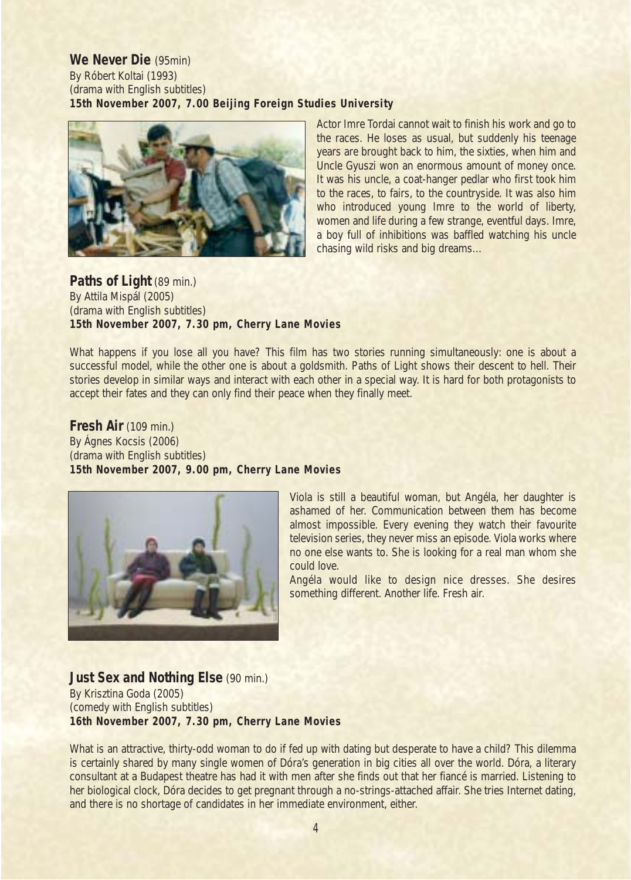## We Never Die (95min)

By Róbert Koltai (1993)
(drama with English subtitles)
**15th November 2007, 7.00 Beijing Foreign Studies University**

Actor Imre Tordai cannot wait to finish his work and go to the races. He loses as usual, but suddenly his teenage years are brought back to him, the sixties, when him and Uncle Gyuszi won an enormous amount of money once. It was his uncle, a coat-hanger pedlar who first took him to the races, to fairs, to the countryside. It was also him who introduced young Imre to the world of liberty, women and life during a few strange, eventful days. Imre, a boy full of inhibitions was baffled watching his uncle chasing wild risks and big dreams…

## Paths of Light (89 min.)

By Attila Mispál (2005)
(drama with English subtitles)
**15th November 2007, 7.30 pm, Cherry Lane Movies**

What happens if you lose all you have? This film has two stories running simultaneously: one is about a successful model, while the other one is about a goldsmith. Paths of Light shows their descent to hell. Their stories develop in similar ways and interact with each other in a special way. It is hard for both protagonists to accept their fates and they can only find their peace when they finally meet.

## Fresh Air (109 min.)

By Ágnes Kocsis (2006)
(drama with English subtitles)
**15th November 2007, 9.00 pm, Cherry Lane Movies**

Viola is still a beautiful woman, but Angéla, her daughter is ashamed of her. Communication between them has become almost impossible. Every evening they watch their favourite television series, they never miss an episode. Viola works where no one else wants to. She is looking for a real man whom she could love.

Angéla would like to design nice dresses. She desires something different. Another life. Fresh air.

## Just Sex and Nothing Else (90 min.)

By Krisztina Goda (2005)
(comedy with English subtitles)
**16th November 2007, 7.30 pm, Cherry Lane Movies**

What is an attractive, thirty-odd woman to do if fed up with dating but desperate to have a child? This dilemma is certainly shared by many single women of Dóra's generation in big cities all over the world. Dóra, a literary consultant at a Budapest theatre has had it with men after she finds out that her fiancé is married. Listening to her biological clock, Dóra decides to get pregnant through a no-strings-attached affair. She tries Internet dating, and there is no shortage of candidates in her immediate environment, either.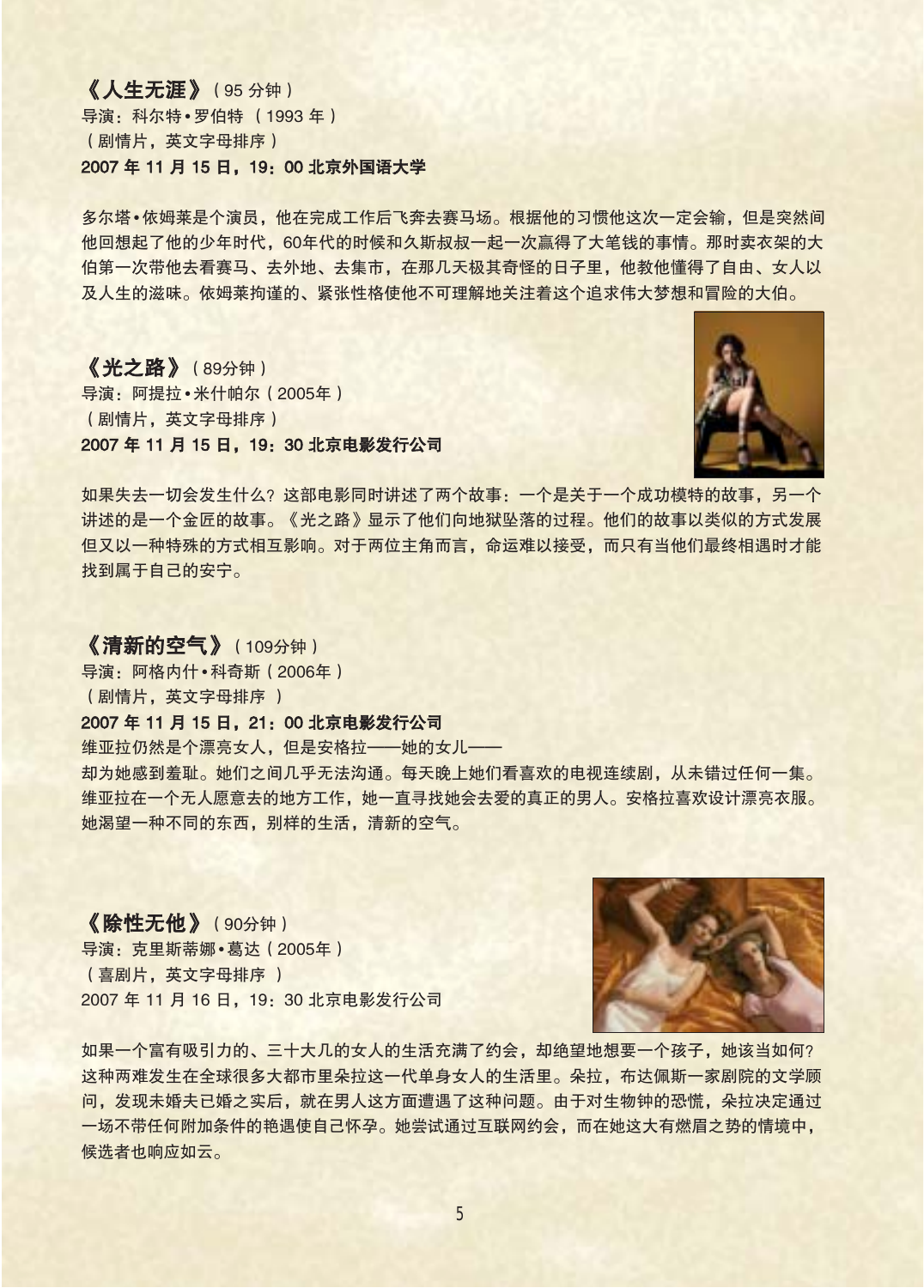**《人生无涯》**（95 分钟）
导演：科尔特•罗伯特（1993 年）
（剧情片，英文字母排序）
**2007 年 11 月 15 日，19：00 北京外国语大学**

多尔塔•依姆莱是个演员，他在完成工作后飞奔去赛马场。根据他的习惯他这次一定会输，但是突然间他回想起了他的少年时代，60年代的时候和久斯叔叔一起一次赢得了大笔钱的事情。那时卖衣架的大伯第一次带他去看赛马、去外地、去集市，在那几天极其奇怪的日子里，他教他懂得了自由、女人以及人生的滋味。依姆莱拘谨的、紧张性格使他不可理解地关注着这个追求伟大梦想和冒险的大伯。

**《光之路》**（89分钟）
导演：阿提拉•米什帕尔（2005年）
（剧情片，英文字母排序）
**2007 年 11 月 15 日，19：30 北京电影发行公司**

如果失去一切会发生什么？这部电影同时讲述了两个故事：一个是关于一个成功模特的故事，另一个讲述的是一个金匠的故事。《光之路》显示了他们向地狱坠落的过程。他们的故事以类似的方式发展但又以一种特殊的方式相互影响。对于两位主角而言，命运难以接受，而只有当他们最终相遇时才能找到属于自己的安宁。

**《清新的空气》**（109分钟）
导演：阿格内什•科奇斯（2006年）
（剧情片，英文字母排序 ）
**2007 年 11 月 15 日，21：00 北京电影发行公司**
维亚拉仍然是个漂亮女人，但是安格拉——她的女儿——却为她感到羞耻。她们之间几乎无法沟通。每天晚上她们看喜欢的电视连续剧，从未错过任何一集。维亚拉在一个无人愿意去的地方工作，她一直寻找她会去爱的真正的男人。安格拉喜欢设计漂亮衣服。她渴望一种不同的东西，别样的生活，清新的空气。

**《除性无他》**（90分钟）
导演：克里斯蒂娜•葛达（2005年）
（喜剧片，英文字母排序 ）
2007 年 11 月 16 日，19：30 北京电影发行公司

如果一个富有吸引力的、三十大几的女人的生活充满了约会，却绝望地想要一个孩子，她该当如何？这种两难发生在全球很多大都市里朵拉这一代单身女人的生活里。朵拉，布达佩斯一家剧院的文学顾问，发现未婚夫已婚之实后，就在男人这方面遭遇了这种问题。由于对生物钟的恐慌，朵拉决定通过一场不带任何附加条件的艳遇使自己怀孕。她尝试通过互联网约会，而在她这大有燃眉之势的情境中，候选者也响应如云。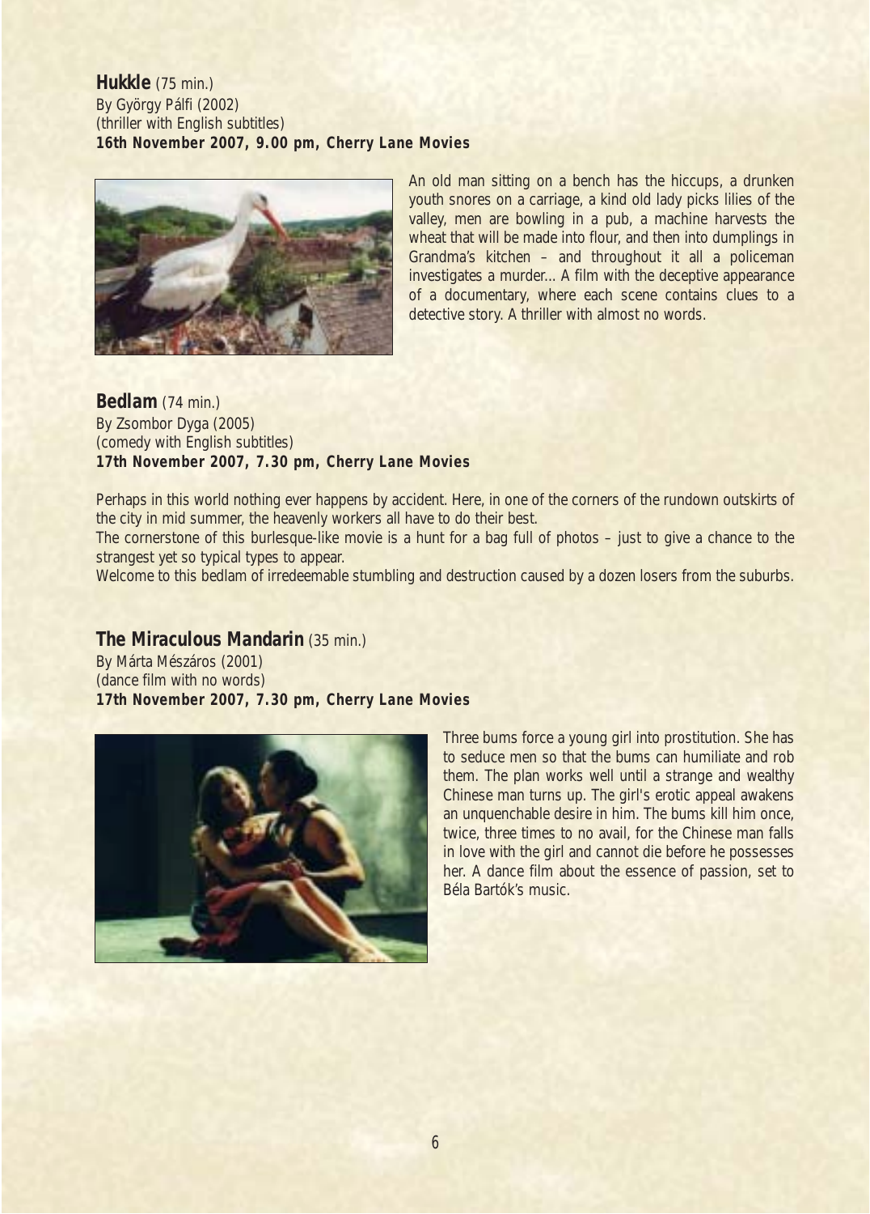## **Hukkle** (75 min.)

By György Pálfi (2002)
(thriller with English subtitles)
**16th November 2007, 9.00 pm, Cherry Lane Movies**

An old man sitting on a bench has the hiccups, a drunken youth snores on a carriage, a kind old lady picks lilies of the valley, men are bowling in a pub, a machine harvests the wheat that will be made into flour, and then into dumplings in Grandma's kitchen – and throughout it all a policeman investigates a murder... A film with the deceptive appearance of a documentary, where each scene contains clues to a detective story. A thriller with almost no words.

## **Bedlam** (74 min.)

By Zsombor Dyga (2005)
(comedy with English subtitles)
**17th November 2007, 7.30 pm, Cherry Lane Movies**

Perhaps in this world nothing ever happens by accident. Here, in one of the corners of the rundown outskirts of the city in mid summer, the heavenly workers all have to do their best.
The cornerstone of this burlesque-like movie is a hunt for a bag full of photos – just to give a chance to the strangest yet so typical types to appear.
Welcome to this bedlam of irredeemable stumbling and destruction caused by a dozen losers from the suburbs.

## **The Miraculous Mandarin** (35 min.)

By Márta Mészáros (2001)
(dance film with no words)
**17th November 2007, 7.30 pm, Cherry Lane Movies**

Three bums force a young girl into prostitution. She has to seduce men so that the bums can humiliate and rob them. The plan works well until a strange and wealthy Chinese man turns up. The girl's erotic appeal awakens an unquenchable desire in him. The bums kill him once, twice, three times to no avail, for the Chinese man falls in love with the girl and cannot die before he possesses her. A dance film about the essence of passion, set to Béla Bartók's music.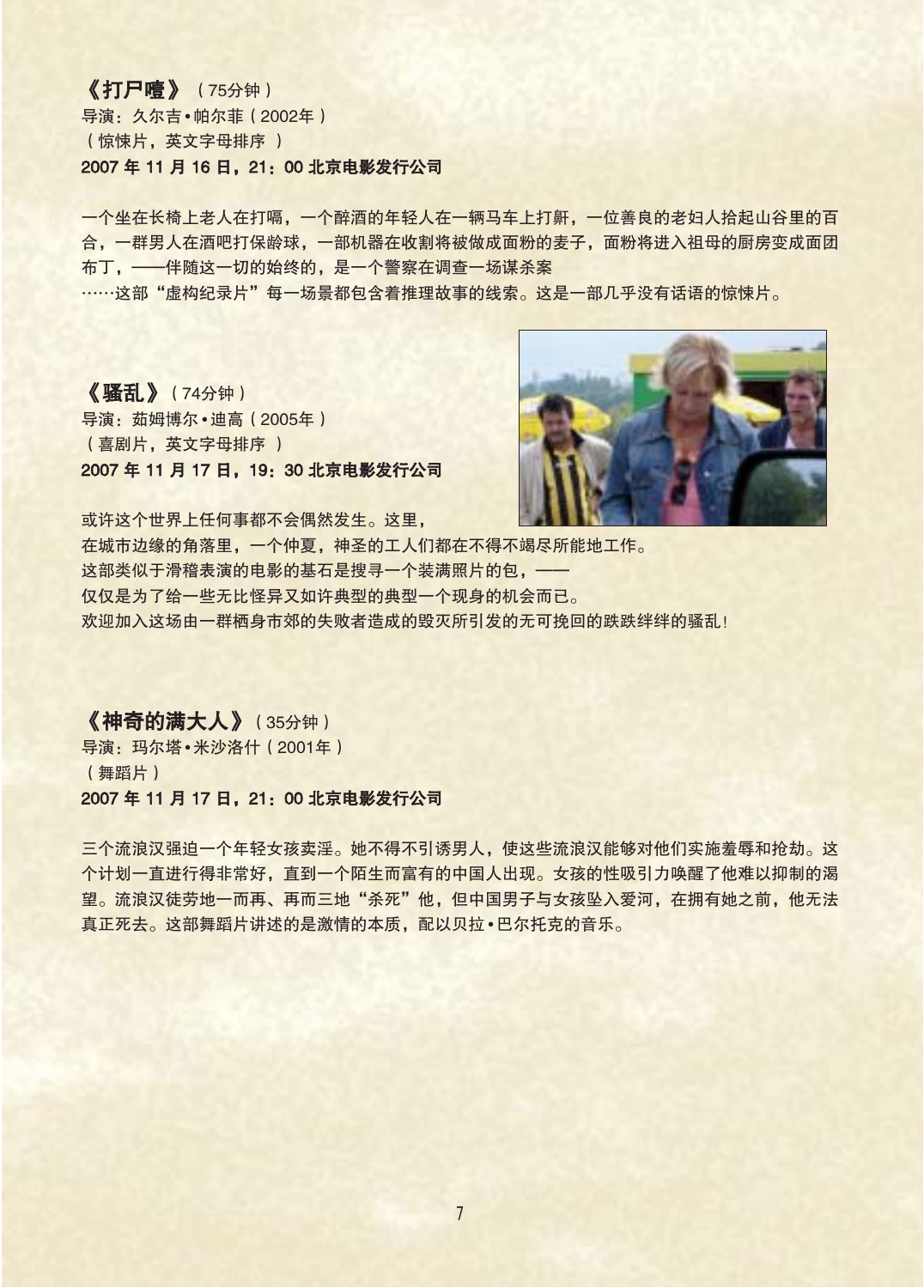**《打尸嗜》**（75分钟）
导演：久尔吉•帕尔菲（2002年）
（惊悚片，英文字母排序 ）
**2007 年 11 月 16 日，21：00 北京电影发行公司**

一个坐在长椅上老人在打嗝，一个醉酒的年轻人在一辆马车上打鼾，一位善良的老妇人拾起山谷里的百合，一群男人在酒吧打保龄球，一部机器在收割将被做成面粉的麦子，面粉将进入祖母的厨房变成面团布丁，——伴随这一切的始终的，是一个警察在调查一场谋杀案
……这部"虚构纪录片"每一场景都包含着推理故事的线索。这是一部几乎没有话语的惊悚片。

**《骚乱》**（74分钟）
导演：茹姆博尔•迪高（2005年）
（喜剧片，英文字母排序 ）
**2007 年 11 月 17 日，19：30 北京电影发行公司**

或许这个世界上任何事都不会偶然发生。这里，
在城市边缘的角落里，一个仲夏，神圣的工人们都在不得不竭尽所能地工作。
这部类似于滑稽表演的电影的基石是搜寻一个装满照片的包，——
仅仅是为了给一些无比怪异又如许典型的典型一个现身的机会而已。
欢迎加入这场由一群栖身市郊的失败者造成的毁灭所引发的无可挽回的跌跌绊绊的骚乱！

**《神奇的满大人》**（35分钟）
导演：玛尔塔•米沙洛什（2001年）
（舞蹈片）
**2007 年 11 月 17 日，21：00 北京电影发行公司**

三个流浪汉强迫一个年轻女孩卖淫。她不得不引诱男人，使这些流浪汉能够对他们实施羞辱和抢劫。这个计划一直进行得非常好，直到一个陌生而富有的中国人出现。女孩的性吸引力唤醒了他难以抑制的渴望。流浪汉徒劳地一而再、再而三地"杀死"他，但中国男子与女孩坠入爱河，在拥有她之前，他无法真正死去。这部舞蹈片讲述的是激情的本质，配以贝拉•巴尔托克的音乐。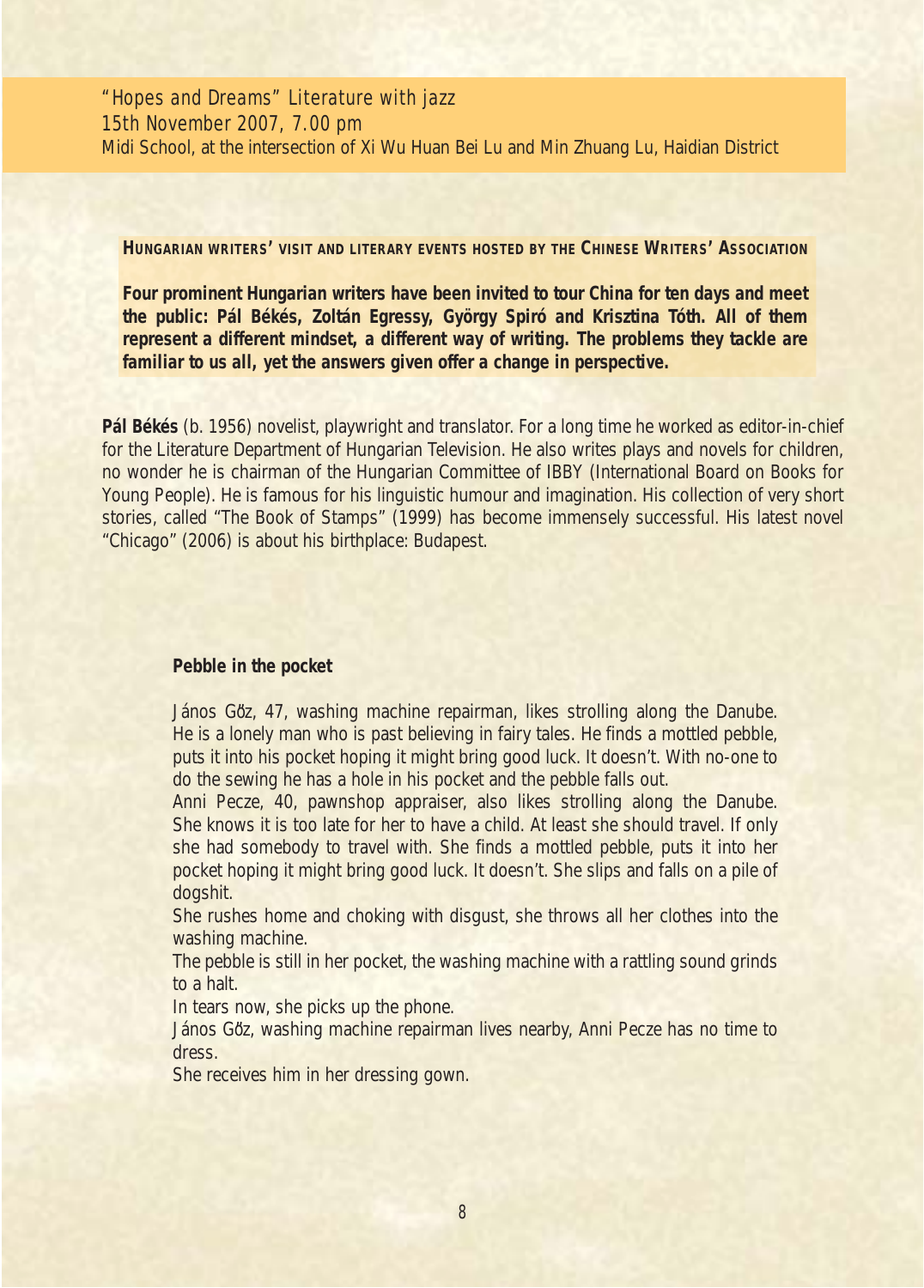*"Hopes and Dreams" Literature with jazz*
*15th November 2007, 7.00 pm*
Midi School, at the intersection of Xi Wu Huan Bei Lu and Min Zhuang Lu, Haidian District

**HUNGARIAN WRITERS' VISIT AND LITERARY EVENTS HOSTED BY THE CHINESE WRITERS' ASSOCIATION**

**Four prominent Hungarian writers have been invited to tour China for ten days and meet the public: Pál Békés, Zoltán Egressy, György Spiró and Krisztina Tóth. All of them represent a different mindset, a different way of writing. The problems they tackle are familiar to us all, yet the answers given offer a change in perspective.**

**Pál Békés** (b. 1956) novelist, playwright and translator. For a long time he worked as editor-in-chief for the Literature Department of Hungarian Television. He also writes plays and novels for children, no wonder he is chairman of the Hungarian Committee of IBBY (International Board on Books for Young People). He is famous for his linguistic humour and imagination. His collection of very short stories, called "The Book of Stamps" (1999) has become immensely successful. His latest novel "Chicago" (2006) is about his birthplace: Budapest.

**Pebble in the pocket**

János Gőz, 47, washing machine repairman, likes strolling along the Danube. He is a lonely man who is past believing in fairy tales. He finds a mottled pebble, puts it into his pocket hoping it might bring good luck. It doesn't. With no-one to do the sewing he has a hole in his pocket and the pebble falls out.
Anni Pecze, 40, pawnshop appraiser, also likes strolling along the Danube. She knows it is too late for her to have a child. At least she should travel. If only she had somebody to travel with. She finds a mottled pebble, puts it into her pocket hoping it might bring good luck. It doesn't. She slips and falls on a pile of dogshit.
She rushes home and choking with disgust, she throws all her clothes into the washing machine.
The pebble is still in her pocket, the washing machine with a rattling sound grinds to a halt.
In tears now, she picks up the phone.
János Gőz, washing machine repairman lives nearby, Anni Pecze has no time to dress.
She receives him in her dressing gown.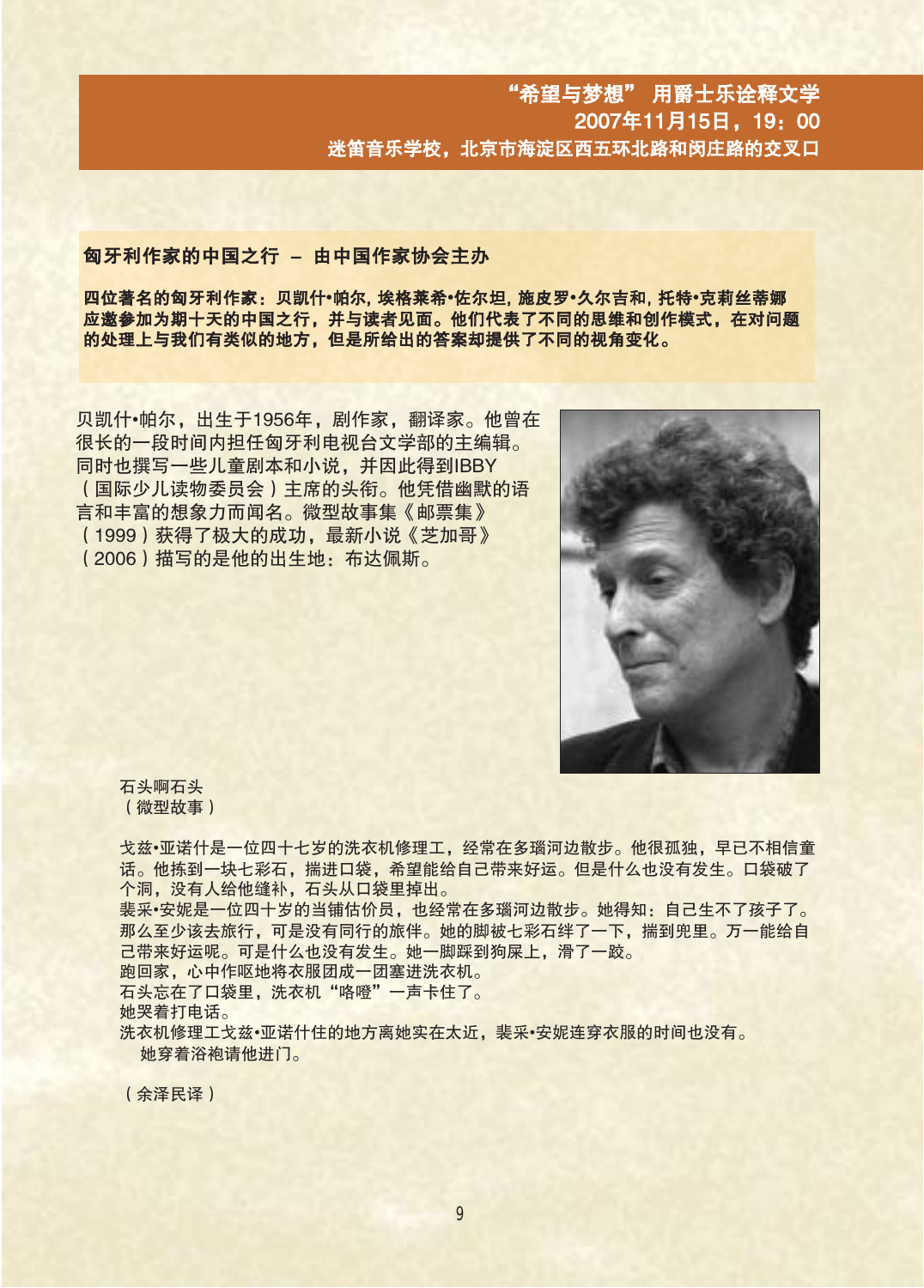**“希望与梦想” 用爵士乐诠释文学**
**2007年11月15日，19：00**
**迷笛音乐学校，北京市海淀区西五环北路和闵庄路的交叉口**

## 匈牙利作家的中国之行 – 由中国作家协会主办

**四位著名的匈牙利作家：贝凯什•帕尔，埃格莱希•佐尔坦，施皮罗•久尔吉和，托特•克莉丝蒂娜应邀参加为期十天的中国之行，并与读者见面。他们代表了不同的思维和创作模式，在对问题的处理上与我们有类似的地方，但是所给出的答案却提供了不同的视角变化。**

贝凯什•帕尔，出生于1956年，剧作家，翻译家。他曾在很长的一段时间内担任匈牙利电视台文学部的主编辑。同时也撰写一些儿童剧本和小说，并因此得到IBBY（国际少儿读物委员会）主席的头衔。他凭借幽默的语言和丰富的想象力而闻名。微型故事集《邮票集》（1999）获得了极大的成功，最新小说《芝加哥》（2006）描写的是他的出生地：布达佩斯。

石头啊石头
（微型故事）

戈兹•亚诺什是一位四十七岁的洗衣机修理工，经常在多瑙河边散步。他很孤独，早已不相信童话。他拣到一块七彩石，揣进口袋，希望能给自己带来好运。但是什么也没有发生。口袋破了个洞，没有人给他缝补，石头从口袋里掉出。
裴采•安妮是一位四十岁的当铺估价员，也经常在多瑙河边散步。她得知：自己生不了孩子了。那么至少该去旅行，可是没有同行的旅伴。她的脚被七彩石绊了一下，揣到兜里。万一能给自己带来好运呢。可是什么也没有发生。她一脚踩到狗屎上，滑了一跤。
跑回家，心中作呕地将衣服团成一团塞进洗衣机。
石头忘在了口袋里，洗衣机“咯噔”一声卡住了。
她哭着打电话。
洗衣机修理工戈兹•亚诺什住的地方离她实在太近，裴采•安妮连穿衣服的时间也没有。
她穿着浴袍请他进门。

（余泽民译）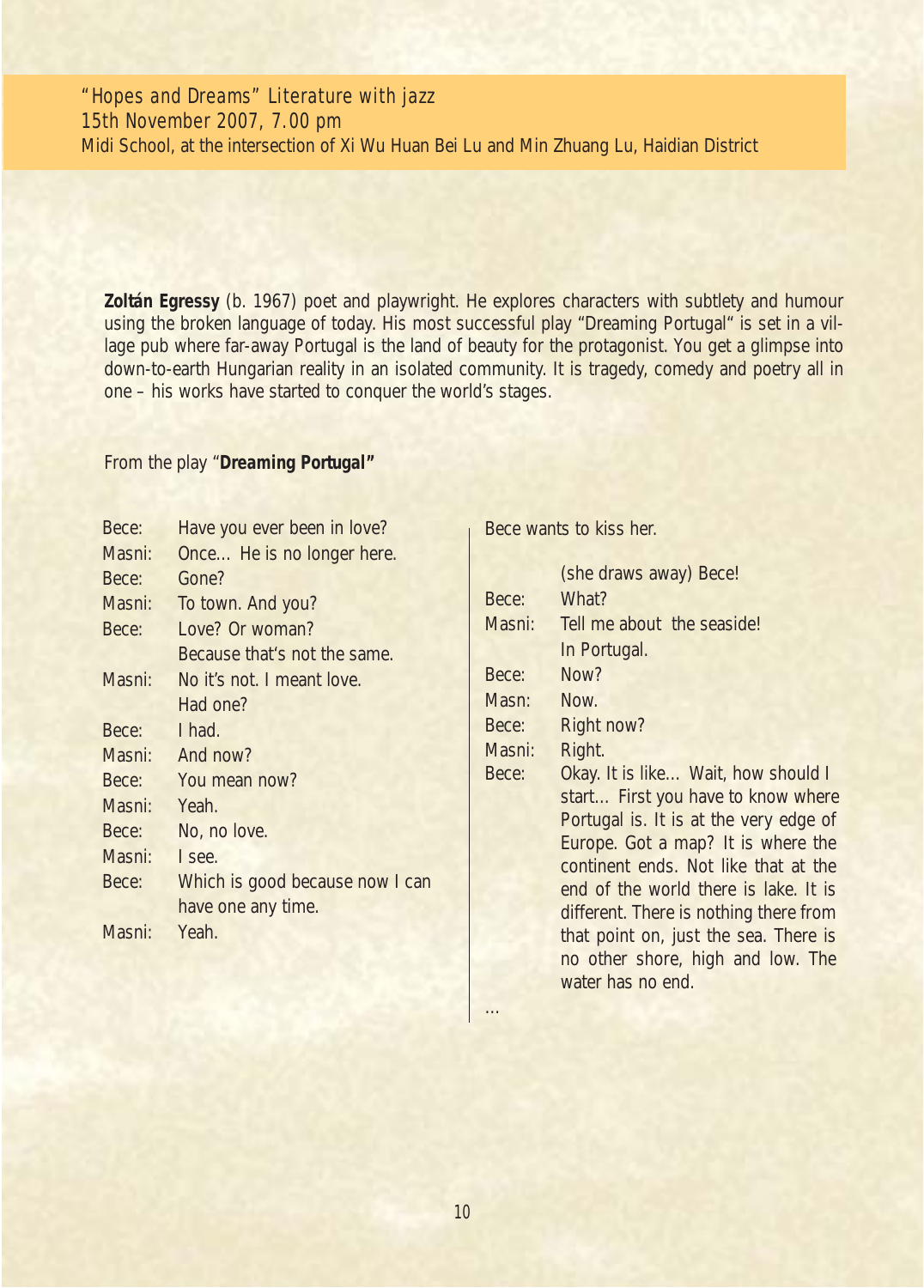*"Hopes and Dreams" Literature with jazz*
*15th November 2007, 7.00 pm*
Midi School, at the intersection of Xi Wu Huan Bei Lu and Min Zhuang Lu, Haidian District

**Zoltán Egressy** (b. 1967) poet and playwright. He explores characters with subtlety and humour using the broken language of today. His most successful play "Dreaming Portugal" is set in a village pub where far-away Portugal is the land of beauty for the protagonist. You get a glimpse into down-to-earth Hungarian reality in an isolated community. It is tragedy, comedy and poetry all in one – his works have started to conquer the world's stages.

From the play "**Dreaming Portugal"**

Bece: Have you ever been in love?
Masni: Once... He is no longer here.
Bece: Gone?
Masni: To town. And you?
Bece: Love? Or woman?
Because that's not the same.
Masni: No it's not. I meant love.
Had one?
Bece: I had.
Masni: And now?
Bece: You mean now?
Masni: Yeah.
Bece: No, no love.
Masni: I see.
Bece: Which is good because now I can have one any time.
Masni: Yeah.

Bece wants to kiss her.

(she draws away) Bece!
Bece: What?
Masni: Tell me about the seaside!
In Portugal.
Bece: Now?
Masn: Now.
Bece: Right now?
Masni: Right.
Bece: Okay. It is like... Wait, how should I start... First you have to know where Portugal is. It is at the very edge of Europe. Got a map? It is where the continent ends. Not like that at the end of the world there is lake. It is different. There is nothing there from that point on, just the sea. There is no other shore, high and low. The water has no end.

...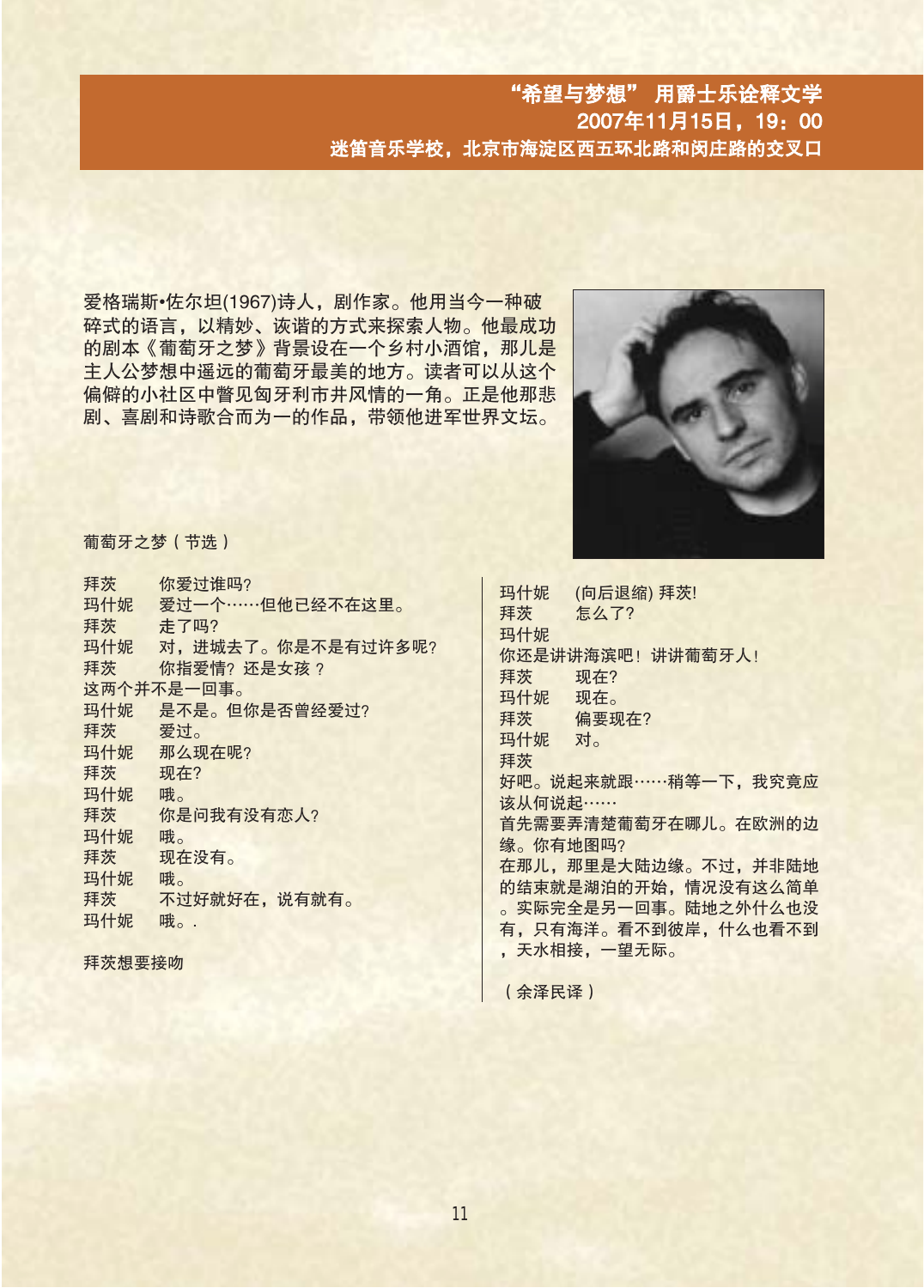**“希望与梦想” 用爵士乐诠释文学**
**2007年11月15日，19：00**
**迷笛音乐学校，北京市海淀区西五环北路和闵庄路的交叉口**

爱格瑞斯•佐尔坦(1967)诗人，剧作家。他用当今一种破碎式的语言，以精妙、诙谐的方式来探索人物。他最成功的剧本《葡萄牙之梦》背景设在一个乡村小酒馆，那儿是主人公梦想中遥远的葡萄牙最美的地方。读者可以从这个偏僻的小社区中瞥见匈牙利市井风情的一角。正是他那悲剧、喜剧和诗歌合而为一的作品，带领他进军世界文坛。

葡萄牙之梦（节选）

拜茨　　你爱过谁吗?
玛什妮　爱过一个……但他已经不在这里。
拜茨　　走了吗?
玛什妮　对，进城去了。你是不是有过许多呢?
拜茨　　你指爱情? 还是女孩 ?
这两个并不是一回事。
玛什妮　是不是。但你是否曾经爱过?
拜茨　　爱过。
玛什妮　那么现在呢?
拜茨　　现在?
玛什妮　哦。
拜茨　　你是问我有没有恋人?
玛什妮　哦。
拜茨　　现在没有。
玛什妮　哦。
拜茨　　不过好就好在，说有就有。
玛什妮　哦。.

拜茨想要接吻

玛什妮　(向后退缩) 拜茨!
拜茨　　怎么了?
玛什妮
你还是讲讲海滨吧! 讲讲葡萄牙人!
拜茨　　现在?
玛什妮　现在。
拜茨　　偏要现在?
玛什妮　对。
拜茨
好吧。说起来就跟……稍等一下，我究竟应该从何说起……
首先需要弄清楚葡萄牙在哪儿。在欧洲的边缘。你有地图吗?
在那儿，那里是大陆边缘。不过，并非陆地的结束就是湖泊的开始，情况没有这么简单。实际完全是另一回事。陆地之外什么也没有，只有海洋。看不到彼岸，什么也看不到，天水相接，一望无际。

（余泽民译）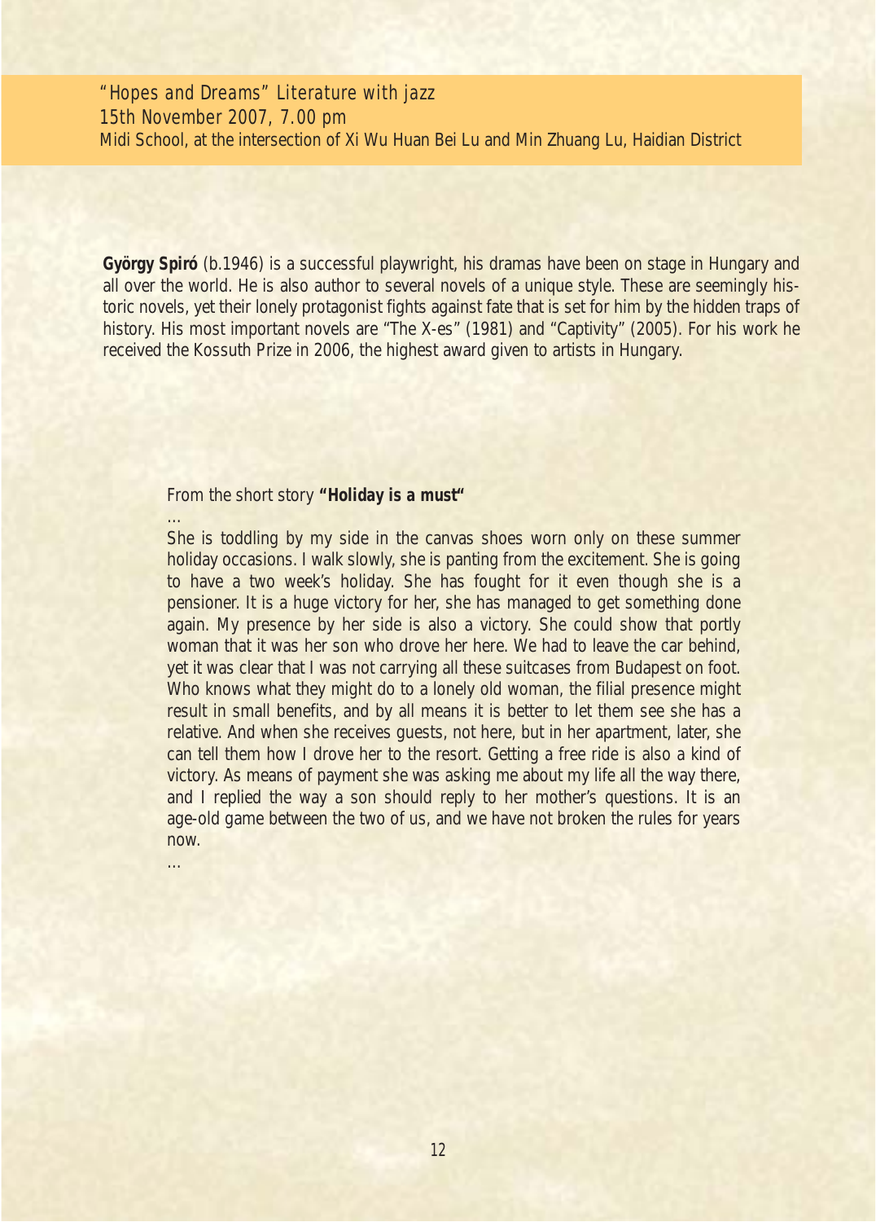*"Hopes and Dreams" Literature with jazz*
*15th November 2007, 7.00 pm*
Midi School, at the intersection of Xi Wu Huan Bei Lu and Min Zhuang Lu, Haidian District

**György Spiró** (b.1946) is a successful playwright, his dramas have been on stage in Hungary and all over the world. He is also author to several novels of a unique style. These are seemingly historic novels, yet their lonely protagonist fights against fate that is set for him by the hidden traps of history. His most important novels are "The X-es" (1981) and "Captivity" (2005). For his work he received the Kossuth Prize in 2006, the highest award given to artists in Hungary.

From the short story **"Holiday is a must"**

...

She is toddling by my side in the canvas shoes worn only on these summer holiday occasions. I walk slowly, she is panting from the excitement. She is going to have a two week's holiday. She has fought for it even though she is a pensioner. It is a huge victory for her, she has managed to get something done again. My presence by her side is also a victory. She could show that portly woman that it was her son who drove her here. We had to leave the car behind, yet it was clear that I was not carrying all these suitcases from Budapest on foot. Who knows what they might do to a lonely old woman, the filial presence might result in small benefits, and by all means it is better to let them see she has a relative. And when she receives guests, not here, but in her apartment, later, she can tell them how I drove her to the resort. Getting a free ride is also a kind of victory. As means of payment she was asking me about my life all the way there, and I replied the way a son should reply to her mother's questions. It is an age-old game between the two of us, and we have not broken the rules for years now.

...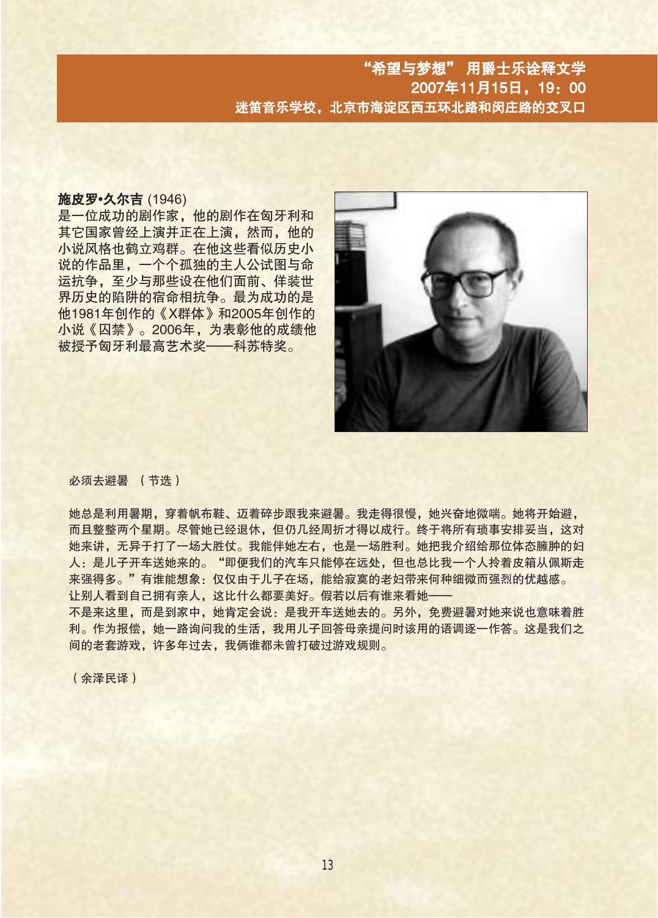**“希望与梦想” 用爵士乐诠释文学**
**2007年11月15日，19：00**
**迷笛音乐学校，北京市海淀区西五环北路和闵庄路的交叉口**

**施皮罗•久尔吉** (1946)
是一位成功的剧作家，他的剧作在匈牙利和其它国家曾经上演并正在上演，然而，他的小说风格也鹤立鸡群。在他这些看似历史小说的作品里，一个个孤独的主人公试图与命运抗争，至少与那些设在他们面前、佯装世界历史的陷阱的宿命相抗争。最为成功的是他1981年创作的《X群体》和2005年创作的小说《囚禁》。2006年，为表彰他的成绩他被授予匈牙利最高艺术奖——科苏特奖。

必须去避暑 （节选）

她总是利用暑期，穿着帆布鞋、迈着碎步跟我来避暑。我走得很慢，她兴奋地微喘。她将开始避，而且整整两个星期。尽管她已经退休，但仍几经周折才得以成行。终于将所有琐事安排妥当，这对她来讲，无异于打了一场大胜仗。我能伴她左右，也是一场胜利。她把我介绍给那位体态臃肿的妇人：是儿子开车送她来的。“即便我们的汽车只能停在远处，但也总比我一个人拎着皮箱从佩斯走来强得多。”有谁能想象：仅仅由于儿子在场，能给寂寞的老妇带来何种细微而强烈的优越感。让别人看到自己拥有亲人，这比什么都要美好。假若以后有谁来看她——
不是来这里，而是到家中，她肯定会说：是我开车送她去的。另外，免费避暑对她来说也意味着胜利。作为报偿，她一路询问我的生活，我用儿子回答母亲提问时该用的语调逐一作答。这是我们之间的老套游戏，许多年过去，我俩谁都未曾打破过游戏规则。

（余泽民译）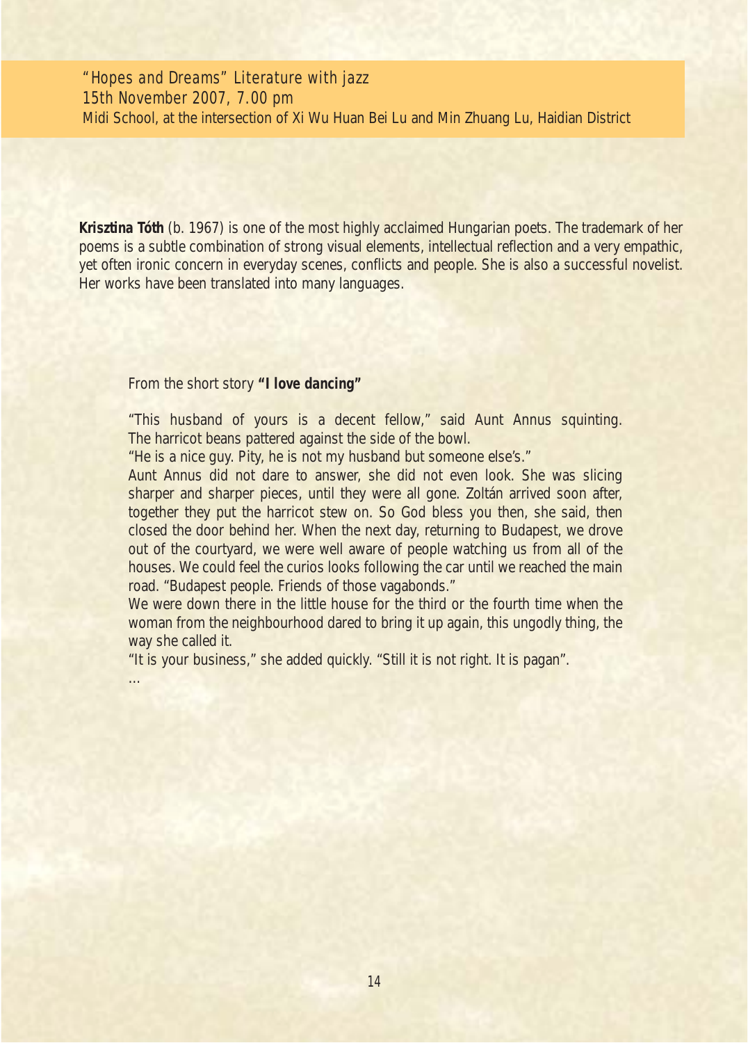*"Hopes and Dreams" Literature with jazz*
*15th November 2007, 7.00 pm*
Midi School, at the intersection of Xi Wu Huan Bei Lu and Min Zhuang Lu, Haidian District

**Krisztina Tóth** (b. 1967) is one of the most highly acclaimed Hungarian poets. The trademark of her poems is a subtle combination of strong visual elements, intellectual reflection and a very empathic, yet often ironic concern in everyday scenes, conflicts and people. She is also a successful novelist. Her works have been translated into many languages.

From the short story **"I love dancing"**

"This husband of yours is a decent fellow," said Aunt Annus squinting. The harricot beans pattered against the side of the bowl.

"He is a nice guy. Pity, he is not my husband but someone else's."

Aunt Annus did not dare to answer, she did not even look. She was slicing sharper and sharper pieces, until they were all gone. Zoltán arrived soon after, together they put the harricot stew on. So God bless you then, she said, then closed the door behind her. When the next day, returning to Budapest, we drove out of the courtyard, we were well aware of people watching us from all of the houses. We could feel the curios looks following the car until we reached the main road. "Budapest people. Friends of those vagabonds."

We were down there in the little house for the third or the fourth time when the woman from the neighbourhood dared to bring it up again, this ungodly thing, the way she called it.

"It is your business," she added quickly. "Still it is not right. It is pagan".

…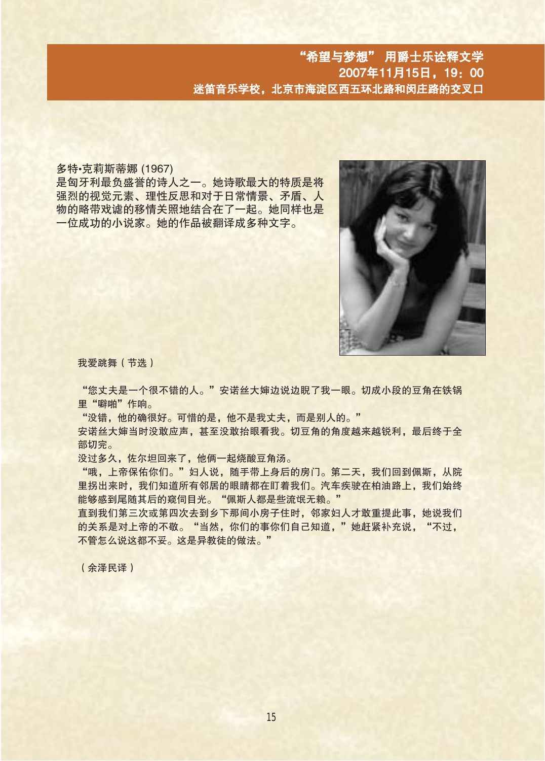**“希望与梦想” 用爵士乐诠释文学**
**2007年11月15日，19：00**
**迷笛音乐学校，北京市海淀区西五环北路和闵庄路的交叉口**

多特•克莉斯蒂娜 (1967)
是匈牙利最负盛誉的诗人之一。她诗歌最大的特质是将强烈的视觉元素、理性反思和对于日常情景、矛盾、人物的略带戏谑的移情关照地结合在了一起。她同样也是一位成功的小说家。她的作品被翻译成多种文字。

我爱跳舞（节选）

“您丈夫是一个很不错的人。”安诺丝大婶边说边睨了我一眼。切成小段的豆角在铁锅里“噼啪”作响。
“没错，他的确很好。可惜的是，他不是我丈夫，而是别人的。”
安诺丝大婶当时没敢应声，甚至没敢抬眼看我。切豆角的角度越来越锐利，最后终于全部切完。
没过多久，佐尔坦回来了，他俩一起烧酸豆角汤。
“哦，上帝保佑你们。”妇人说，随手带上身后的房门。第二天，我们回到佩斯，从院里拐出来时，我们知道所有邻居的眼睛都在盯着我们。汽车疾驶在柏油路上，我们始终能够感到尾随其后的窥伺目光。“佩斯人都是些流氓无赖。”
直到我们第三次或第四次去到乡下那间小房子住时，邻家妇人才敢重提此事，她说我们的关系是对上帝的不敬。“当然，你们的事你们自己知道，”她赶紧补充说，“不过，不管怎么说这都不妥。这是异教徒的做法。”

（余泽民译）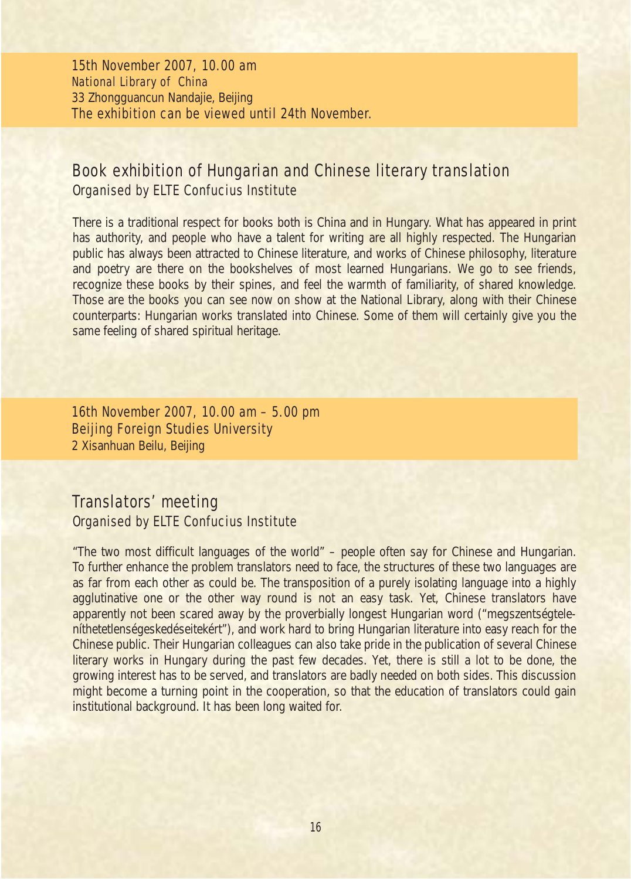15th November 2007, 10.00 am
National Library of China
33 Zhongguancun Nandajie, Beijing
The exhibition can be viewed until 24th November.

## Book exhibition of Hungarian and Chinese literary translation

*Organised by ELTE Confucius Institute*

There is a traditional respect for books both is China and in Hungary. What has appeared in print has authority, and people who have a talent for writing are all highly respected. The Hungarian public has always been attracted to Chinese literature, and works of Chinese philosophy, literature and poetry are there on the bookshelves of most learned Hungarians. We go to see friends, recognize these books by their spines, and feel the warmth of familiarity, of shared knowledge. Those are the books you can see now on show at the National Library, along with their Chinese counterparts: Hungarian works translated into Chinese. Some of them will certainly give you the same feeling of shared spiritual heritage.

16th November 2007, 10.00 am – 5.00 pm
Beijing Foreign Studies University
2 Xisanhuan Beilu, Beijing

## Translators' meeting

*Organised by ELTE Confucius Institute*

"The two most difficult languages of the world" – people often say for Chinese and Hungarian. To further enhance the problem translators need to face, the structures of these two languages are as far from each other as could be. The transposition of a purely isolating language into a highly agglutinative one or the other way round is not an easy task. Yet, Chinese translators have apparently not been scared away by the proverbially longest Hungarian word ("megszentségtelenít­hetetlenségeskedéseitekért"), and work hard to bring Hungarian literature into easy reach for the Chinese public. Their Hungarian colleagues can also take pride in the publication of several Chinese literary works in Hungary during the past few decades. Yet, there is still a lot to be done, the growing interest has to be served, and translators are badly needed on both sides. This discussion might become a turning point in the cooperation, so that the education of translators could gain institutional background. It has been long waited for.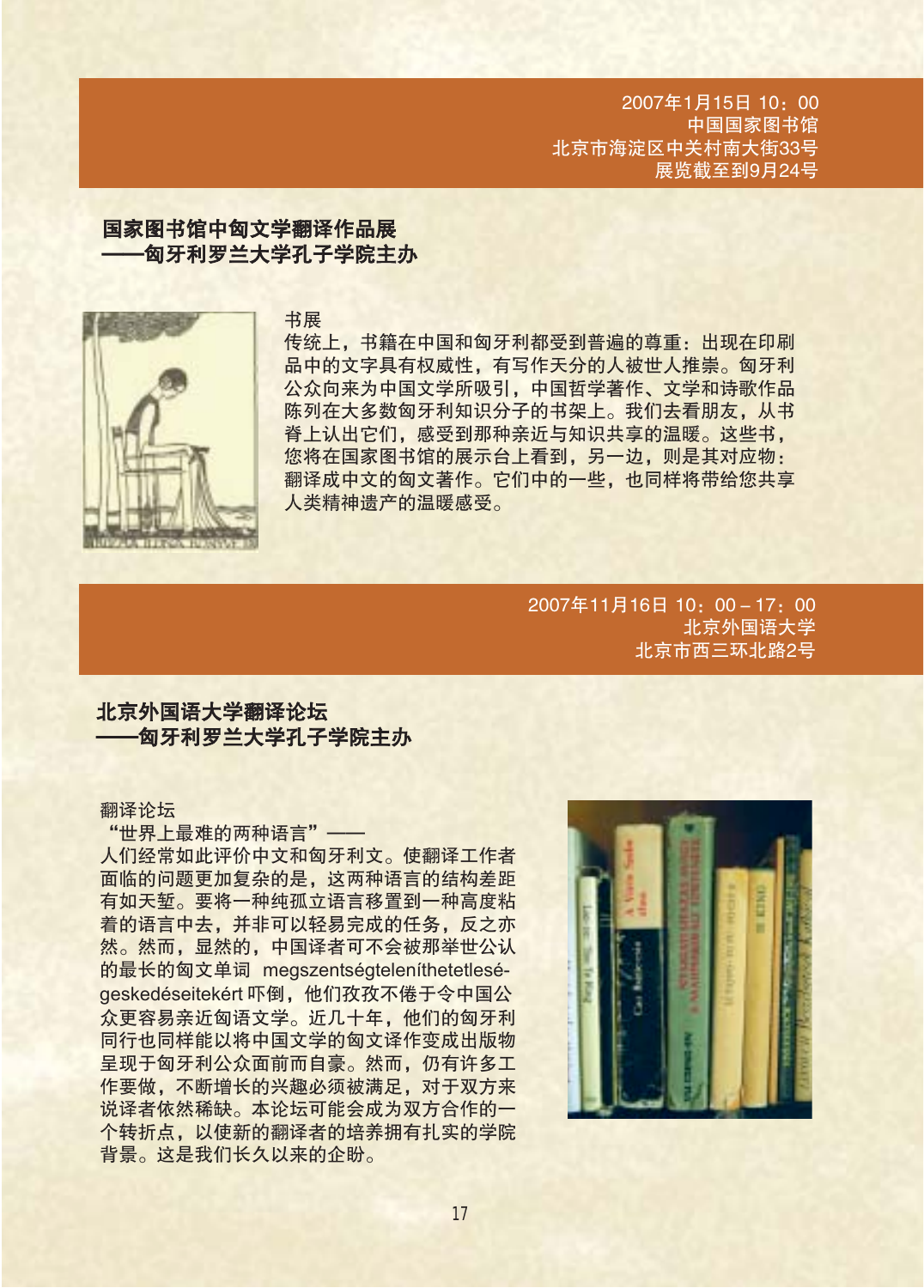2007年1月15日 10：00
中国国家图书馆
北京市海淀区中关村南大街33号
展览截至到9月24号

## 国家图书馆中匈文学翻译作品展
## ——匈牙利罗兰大学孔子学院主办

书展

传统上，书籍在中国和匈牙利都受到普遍的尊重：出现在印刷品中的文字具有权威性，有写作天分的人被世人推崇。匈牙利公众向来为中国文学所吸引，中国哲学著作、文学和诗歌作品陈列在大多数匈牙利知识分子的书架上。我们去看朋友，从书脊上认出它们，感受到那种亲近与知识共享的温暖。这些书，您将在国家图书馆的展示台上看到，另一边，则是其对应物：翻译成中文的匈文著作。它们中的一些，也同样将带给您共享人类精神遗产的温暖感受。

2007年11月16日 10：00 – 17：00
北京外国语大学
北京市西三环北路2号

## 北京外国语大学翻译论坛
## ——匈牙利罗兰大学孔子学院主办

翻译论坛

"世界上最难的两种语言"——
人们经常如此评价中文和匈牙利文。使翻译工作者面临的问题更加复杂的是，这两种语言的结构差距有如天堑。要将一种纯孤立语言移置到一种高度粘着的语言中去，并非可以轻易完成的任务，反之亦然。然而，显然的，中国译者可不会被那举世公认的最长的匈文单词 megszentségteleníthetetlenségeskedéseitekért 吓倒，他们孜孜不倦于令中国公众更容易亲近匈语文学。近几十年，他们的匈牙利同行也同样能以将中国文学的匈文译作变成出版物呈现于匈牙利公众面前而自豪。然而，仍有许多工作要做，不断增长的兴趣必须被满足，对于双方来说译者依然稀缺。本论坛可能会成为双方合作的一个转折点，以使新的翻译者的培养拥有扎实的学院背景。这是我们长久以来的企盼。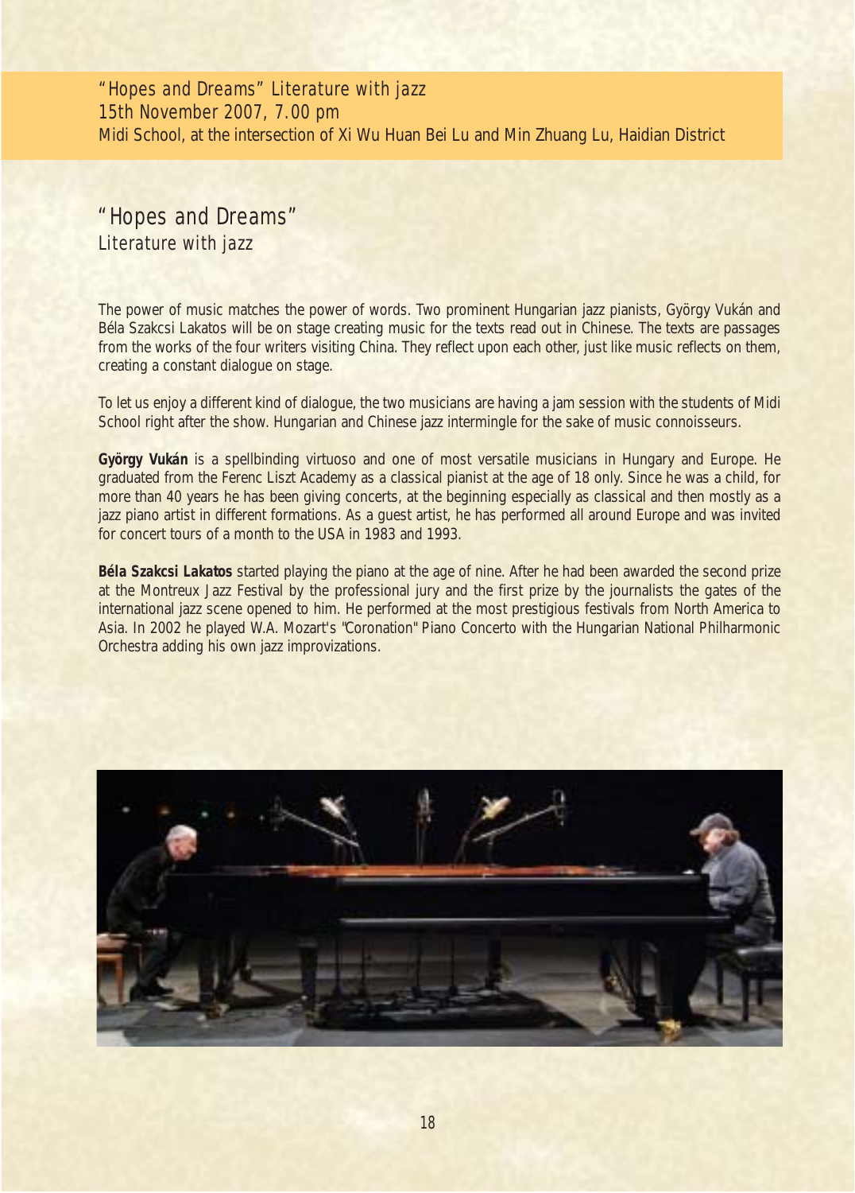"Hopes and Dreams" Literature with jazz
15th November 2007, 7.00 pm
Midi School, at the intersection of Xi Wu Huan Bei Lu and Min Zhuang Lu, Haidian District

# "Hopes and Dreams"
## Literature with jazz

The power of music matches the power of words. Two prominent Hungarian jazz pianists, György Vukán and Béla Szakcsi Lakatos will be on stage creating music for the texts read out in Chinese. The texts are passages from the works of the four writers visiting China. They reflect upon each other, just like music reflects on them, creating a constant dialogue on stage.

To let us enjoy a different kind of dialogue, the two musicians are having a jam session with the students of Midi School right after the show. Hungarian and Chinese jazz intermingle for the sake of music connoisseurs.

**György Vukán** is a spellbinding virtuoso and one of most versatile musicians in Hungary and Europe. He graduated from the Ferenc Liszt Academy as a classical pianist at the age of 18 only. Since he was a child, for more than 40 years he has been giving concerts, at the beginning especially as classical and then mostly as a jazz piano artist in different formations. As a guest artist, he has performed all around Europe and was invited for concert tours of a month to the USA in 1983 and 1993.

**Béla Szakcsi Lakatos** started playing the piano at the age of nine. After he had been awarded the second prize at the Montreux Jazz Festival by the professional jury and the first prize by the journalists the gates of the international jazz scene opened to him. He performed at the most prestigious festivals from North America to Asia. In 2002 he played W.A. Mozart's "Coronation" Piano Concerto with the Hungarian National Philharmonic Orchestra adding his own jazz improvizations.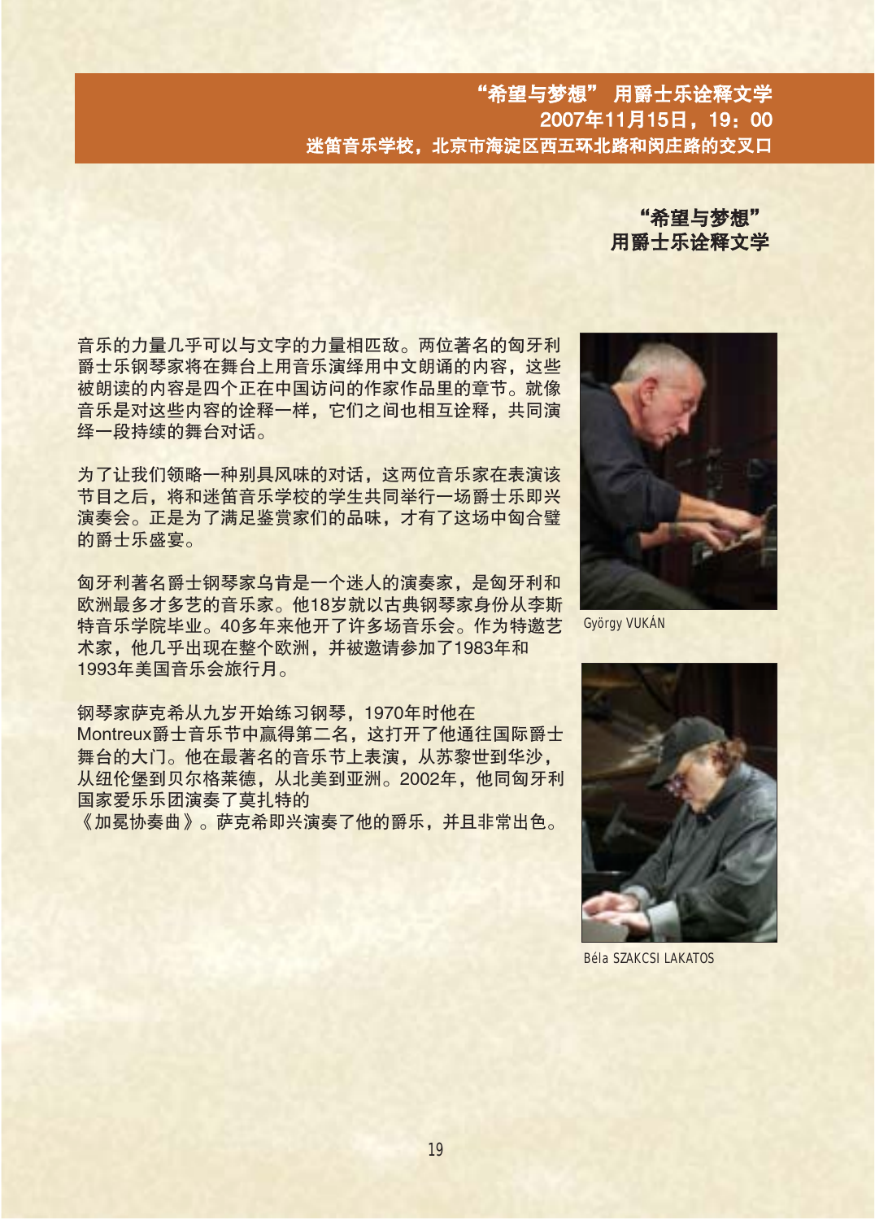**“希望与梦想” 用爵士乐诠释文学**
**2007年11月15日，19：00**
**迷笛音乐学校，北京市海淀区西五环北路和闵庄路的交叉口**

## “希望与梦想”
## 用爵士乐诠释文学

音乐的力量几乎可以与文字的力量相匹敌。两位著名的匈牙利爵士乐钢琴家将在舞台上用音乐演绎用中文朗诵的内容，这些被朗读的内容是四个正在中国访问的作家作品里的章节。就像音乐是对这些内容的诠释一样，它们之间也相互诠释，共同演绎一段持续的舞台对话。

为了让我们领略一种别具风味的对话，这两位音乐家在表演该节目之后，将和迷笛音乐学校的学生共同举行一场爵士乐即兴演奏会。正是为了满足鉴赏家们的品味，才有了这场中匈合璧的爵士乐盛宴。

匈牙利著名爵士钢琴家乌肯是一个迷人的演奏家，是匈牙利和欧洲最多才多艺的音乐家。他18岁就以古典钢琴家身份从李斯特音乐学院毕业。40多年来他开了许多场音乐会。作为特邀艺术家，他几乎出现在整个欧洲，并被邀请参加了1983年和1993年美国音乐会旅行月。

钢琴家萨克希从九岁开始练习钢琴，1970年时他在Montreux爵士音乐节中赢得第二名，这打开了他通往国际爵士舞台的大门。他在最著名的音乐节上表演，从苏黎世到华沙，从纽伦堡到贝尔格莱德，从北美到亚洲。2002年，他同匈牙利国家爱乐乐团演奏了莫扎特的《加冕协奏曲》。萨克希即兴演奏了他的爵乐，并且非常出色。

György VUKÁN

Béla SZAKCSI LAKATOS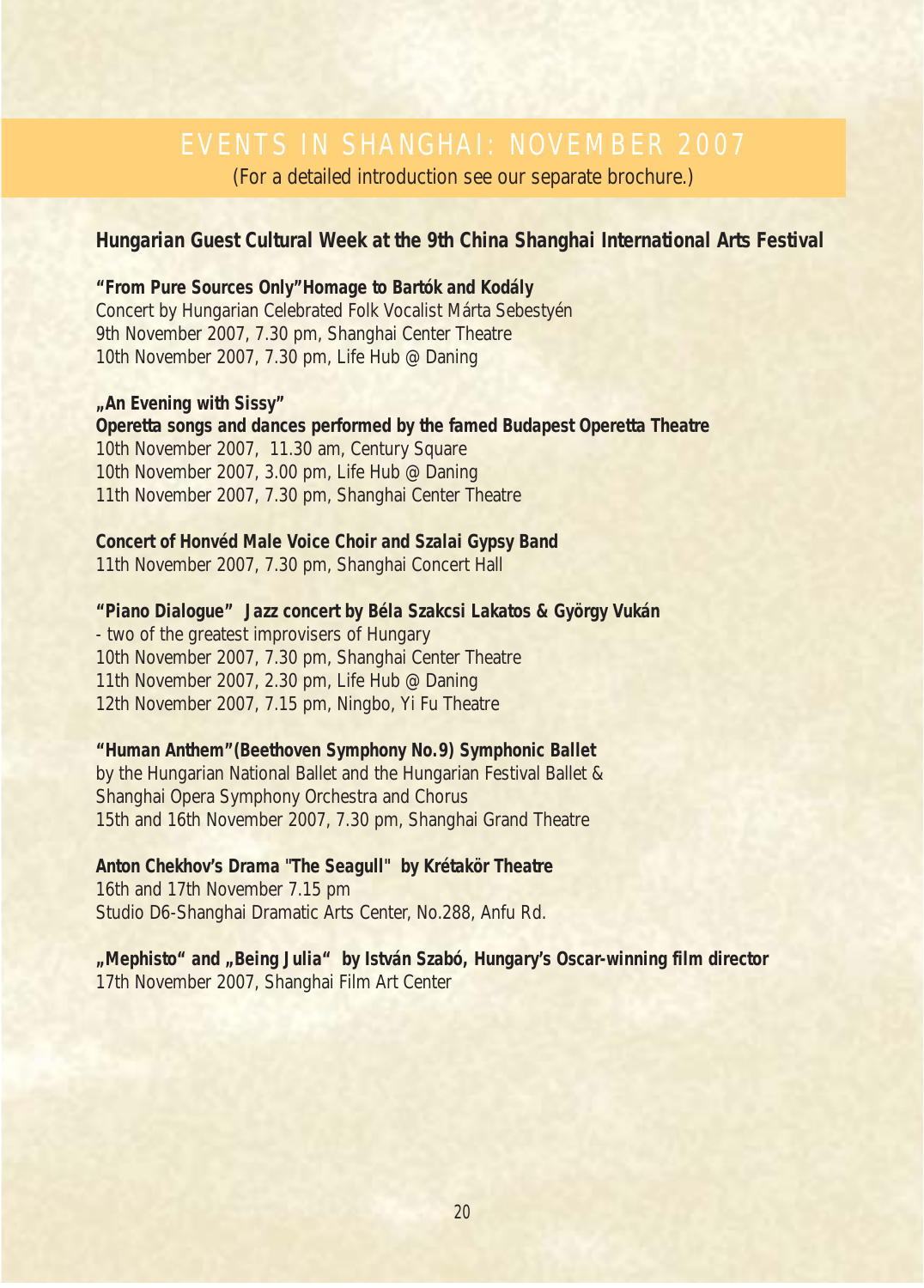# EVENTS IN SHANGHAI: NOVEMBER 2007

(For a detailed introduction see our separate brochure.)

## Hungarian Guest Cultural Week at the 9th China Shanghai International Arts Festival

**"From Pure Sources Only"Homage to Bartók and Kodály**
Concert by Hungarian Celebrated Folk Vocalist Márta Sebestyén
9th November 2007, 7.30 pm, Shanghai Center Theatre
10th November 2007, 7.30 pm, Life Hub @ Daning

**„An Evening with Sissy"**
**Operetta songs and dances performed by the famed Budapest Operetta Theatre**
10th November 2007, 11.30 am, Century Square
10th November 2007, 3.00 pm, Life Hub @ Daning
11th November 2007, 7.30 pm, Shanghai Center Theatre

**Concert of Honvéd Male Voice Choir and Szalai Gypsy Band**
11th November 2007, 7.30 pm, Shanghai Concert Hall

**"Piano Dialogue" Jazz concert by Béla Szakcsi Lakatos & György Vukán**
- two of the greatest improvisers of Hungary
10th November 2007, 7.30 pm, Shanghai Center Theatre
11th November 2007, 2.30 pm, Life Hub @ Daning
12th November 2007, 7.15 pm, Ningbo, Yi Fu Theatre

**"Human Anthem"(Beethoven Symphony No.9) Symphonic Ballet**
by the Hungarian National Ballet and the Hungarian Festival Ballet &
Shanghai Opera Symphony Orchestra and Chorus
15th and 16th November 2007, 7.30 pm, Shanghai Grand Theatre

**Anton Chekhov's Drama "The Seagull" by Krétakör Theatre**
16th and 17th November 7.15 pm
Studio D6-Shanghai Dramatic Arts Center, No.288, Anfu Rd.

**„Mephisto" and „Being Julia" by István Szabó, Hungary's Oscar-winning film director**
17th November 2007, Shanghai Film Art Center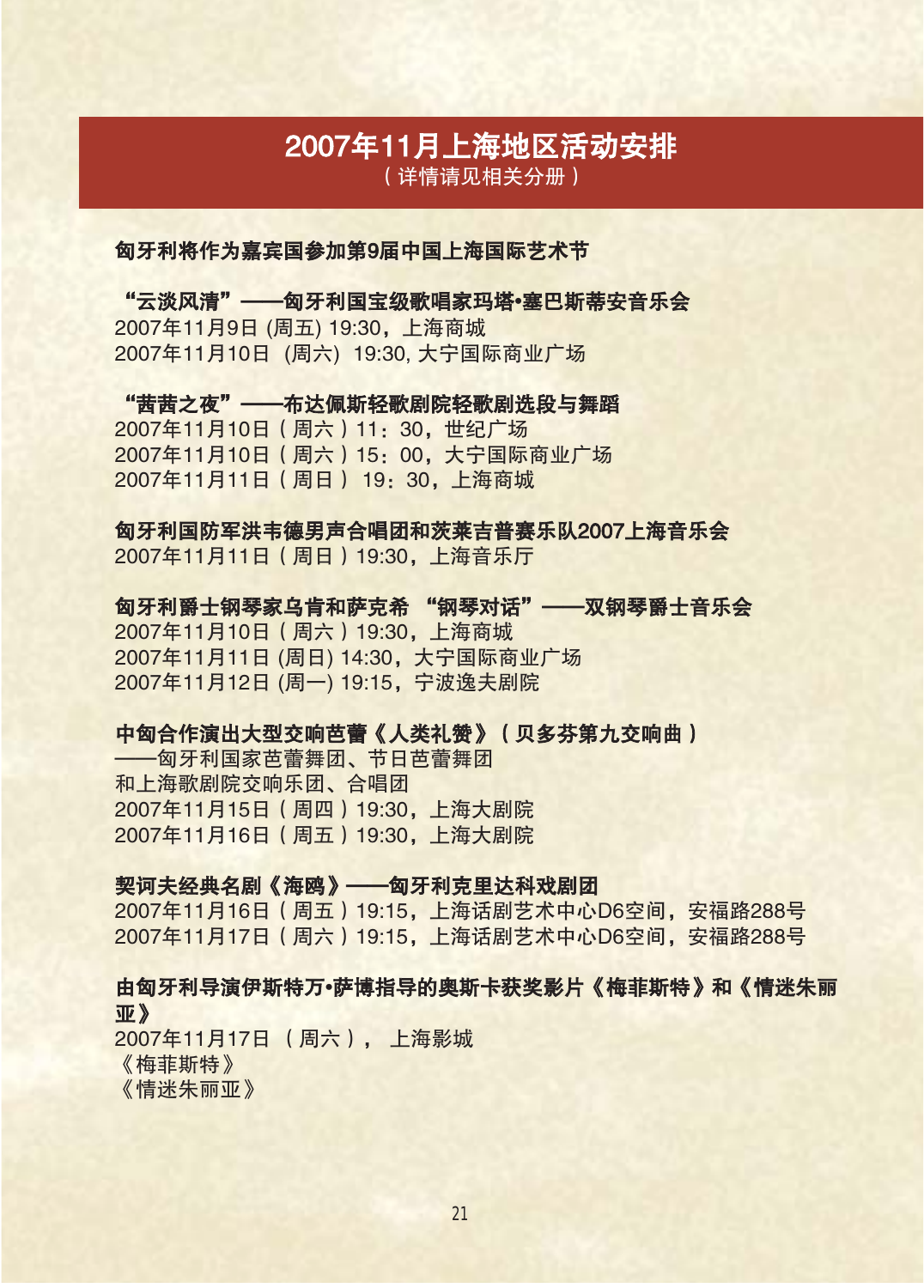# 2007年11月上海地区活动安排

（详情请见相关分册）

**匈牙利将作为嘉宾国参加第9届中国上海国际艺术节**

**“云淡风清”——匈牙利国宝级歌唱家玛塔•塞巴斯蒂安音乐会**
2007年11月9日 (周五) 19:30，上海商城
2007年11月10日 (周六) 19:30, 大宁国际商业广场

**“茜茜之夜”——布达佩斯轻歌剧院轻歌剧选段与舞蹈**
2007年11月10日（周六）11：30，世纪广场
2007年11月10日（周六）15：00，大宁国际商业广场
2007年11月11日（周日） 19：30，上海商城

**匈牙利国防军洪韦德男声合唱团和茨莱吉普赛乐队2007上海音乐会**
2007年11月11日（周日）19:30，上海音乐厅

**匈牙利爵士钢琴家乌肯和萨克希 “钢琴对话”——双钢琴爵士音乐会**
2007年11月10日（周六）19:30，上海商城
2007年11月11日 (周日) 14:30，大宁国际商业广场
2007年11月12日 (周一) 19:15，宁波逸夫剧院

**中匈合作演出大型交响芭蕾《人类礼赞》（贝多芬第九交响曲）**
——匈牙利国家芭蕾舞团、节日芭蕾舞团
和上海歌剧院交响乐团、合唱团
2007年11月15日（周四）19:30，上海大剧院
2007年11月16日（周五）19:30，上海大剧院

**契诃夫经典名剧《海鸥》——匈牙利克里达科戏剧团**
2007年11月16日（周五）19:15，上海话剧艺术中心D6空间，安福路288号
2007年11月17日（周六）19:15，上海话剧艺术中心D6空间，安福路288号

**由匈牙利导演伊斯特万•萨博指导的奥斯卡获奖影片《梅菲斯特》和《情迷朱丽亚》**
2007年11月17日 （周六）， 上海影城
《梅菲斯特》
《情迷朱丽亚》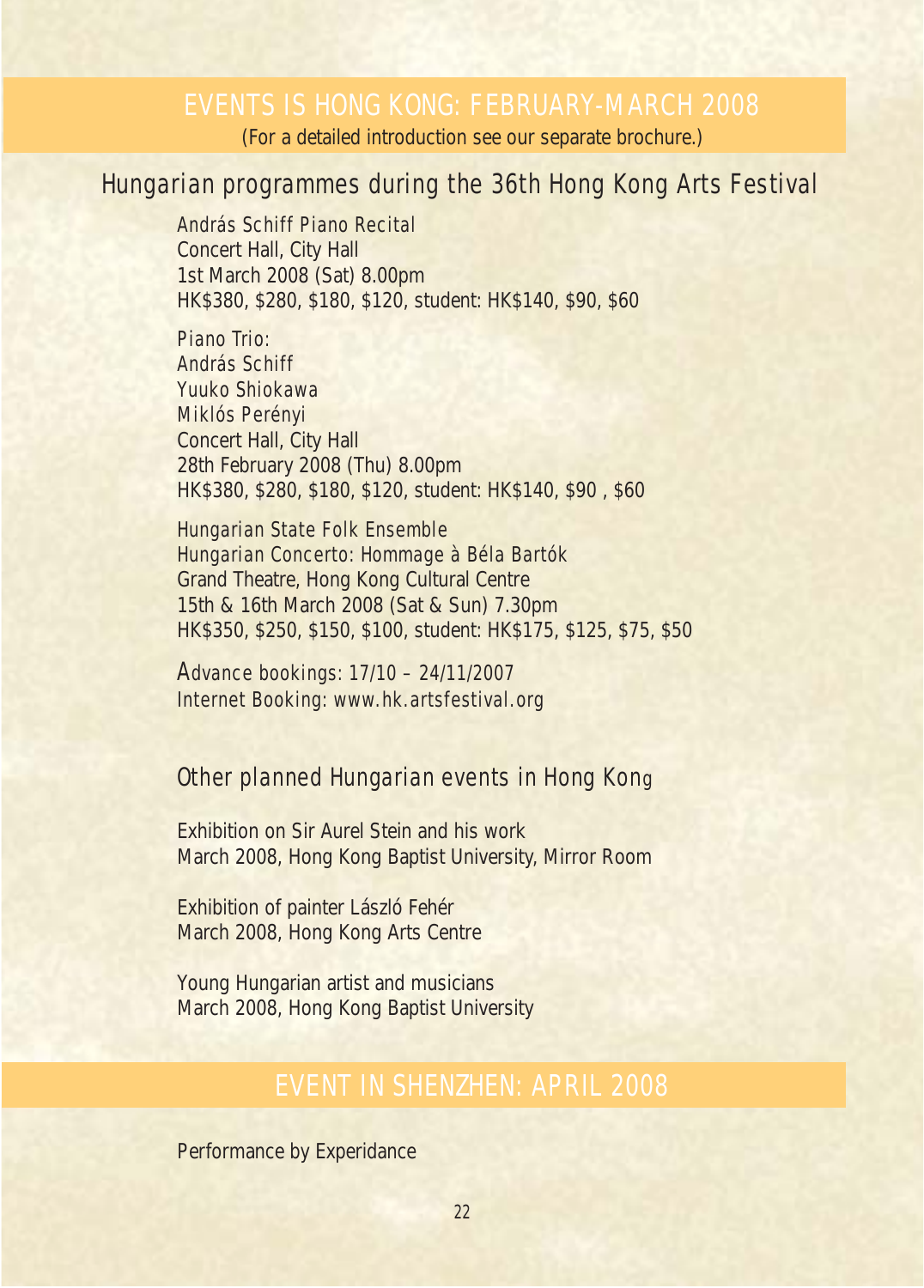# EVENTS IS HONG KONG: FEBRUARY-MARCH 2008

(For a detailed introduction see our separate brochure.)

## Hungarian programmes during the 36th Hong Kong Arts Festival

András Schiff Piano Recital
Concert Hall, City Hall
1st March 2008 (Sat) 8.00pm
HK$380, $280, $180, $120, student: HK$140, $90, $60

Piano Trio:
András Schiff
Yuuko Shiokawa
Miklós Perényi
Concert Hall, City Hall
28th February 2008 (Thu) 8.00pm
HK$380, $280, $180, $120, student: HK$140, $90 , $60

Hungarian State Folk Ensemble
Hungarian Concerto: Hommage à Béla Bartók
Grand Theatre, Hong Kong Cultural Centre
15th & 16th March 2008 (Sat & Sun) 7.30pm
HK$350, $250, $150, $100, student: HK$175, $125, $75, $50

Advance bookings: 17/10 – 24/11/2007
Internet Booking: www.hk.artsfestival.org

### Other planned Hungarian events in Hong Kong

Exhibition on Sir Aurel Stein and his work
March 2008, Hong Kong Baptist University, Mirror Room

Exhibition of painter László Fehér
March 2008, Hong Kong Arts Centre

Young Hungarian artist and musicians
March 2008, Hong Kong Baptist University

# EVENT IN SHENZHEN: APRIL 2008

Performance by Experidance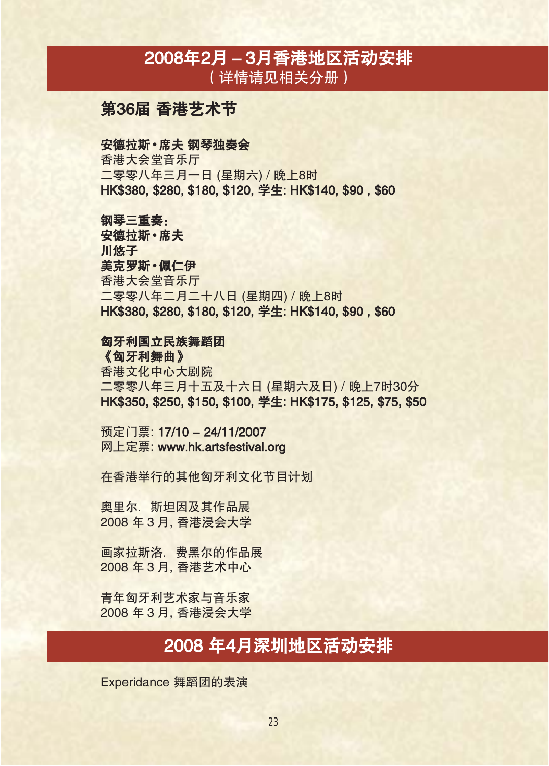# 2008年2月 – 3月香港地区活动安排
（详情请见相关分册）

## 第36届 香港艺术节

**安德拉斯•席夫 钢琴独奏会**
香港大会堂音乐厅
二零零八年三月一日 (星期六) / 晚上8时
**HK$380, $280, $180, $120, 学生: HK$140, $90 , $60**

**钢琴三重奏:**
**安德拉斯•席夫**
**川悠子**
**美克罗斯•佩仁伊**
香港大会堂音乐厅
二零零八年二月二十八日 (星期四) / 晚上8时
**HK$380, $280, $180, $120, 学生: HK$140, $90 , $60**

**匈牙利国立民族舞蹈团**
**《匈牙利舞曲》**
香港文化中心大剧院
二零零八年三月十五及十六日 (星期六及日) / 晚上7时30分
**HK$350, $250, $150, $100, 学生: HK$175, $125, $75, $50**

预定门票: **17/10 – 24/11/2007**
网上定票: **www.hk.artsfestival.org**

在香港举行的其他匈牙利文化节目计划

奥里尔. 斯坦因及其作品展
2008 年 3 月, 香港浸会大学

画家拉斯洛. 费黑尔的作品展
2008 年 3 月, 香港艺术中心

青年匈牙利艺术家与音乐家
2008 年 3 月, 香港浸会大学

# 2008 年4月深圳地区活动安排

Experidance 舞蹈团的表演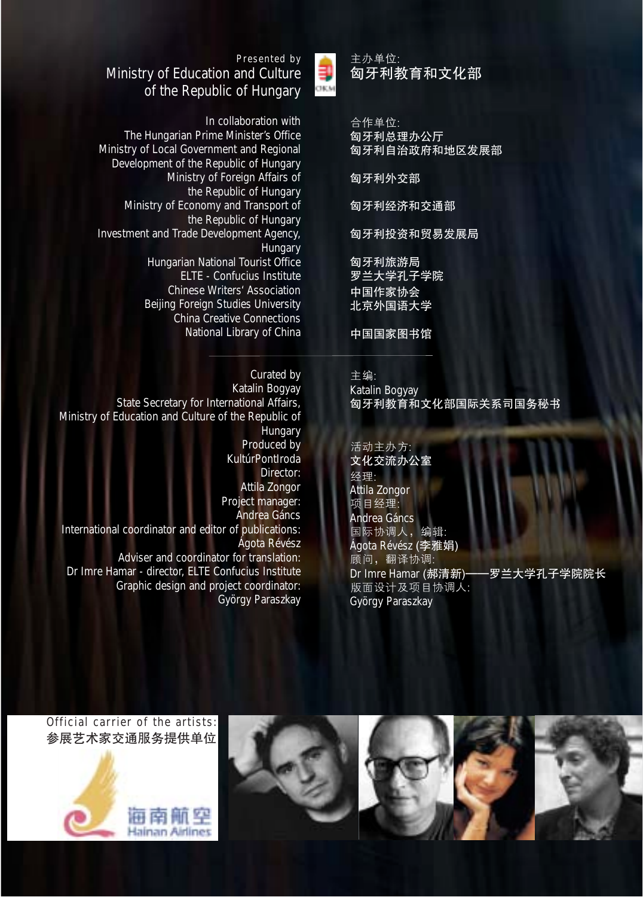Presented by
Ministry of Education and Culture of the Republic of Hungary

主办单位:
匈牙利教育和文化部

In collaboration with
The Hungarian Prime Minister's Office
Ministry of Local Government and Regional Development of the Republic of Hungary
Ministry of Foreign Affairs of the Republic of Hungary
Ministry of Economy and Transport of the Republic of Hungary
Investment and Trade Development Agency, Hungary
Hungarian National Tourist Office
ELTE - Confucius Institute
Chinese Writers' Association
Beijing Foreign Studies University
China Creative Connections
National Library of China

合作单位:
匈牙利总理办公厅
匈牙利自治政府和地区发展部

匈牙利外交部

匈牙利经济和交通部

匈牙利投资和贸易发展局

匈牙利旅游局
罗兰大学孔子学院
中国作家协会
北京外国语大学

中国国家图书馆

---

Curated by
Katalin Bogyay
State Secretary for International Affairs, Ministry of Education and Culture of the Republic of Hungary
Produced by
KultúrPontIroda
Director:
Attila Zongor
Project manager:
Andrea Gáncs
International coordinator and editor of publications:
Ágota Révész
Adviser and coordinator for translation:
Dr Imre Hamar - director, ELTE Confucius Institute
Graphic design and project coordinator:
György Paraszkay

主编:
Katalin Bogyay
匈牙利教育和文化部国际关系司国务秘书

活动主办方:
文化交流办公室
经理:
Attila Zongor
项目经理:
Andrea Gáncs
国际协调人，编辑:
Ágota Révész (李雅娟)
顾问，翻译协调:
Dr Imre Hamar (郝清新)——罗兰大学孔子学院院长
版面设计及项目协调人:
György Paraszkay

Official carrier of the artists:
参展艺术家交通服务提供单位

海南航空
Hainan Airlines